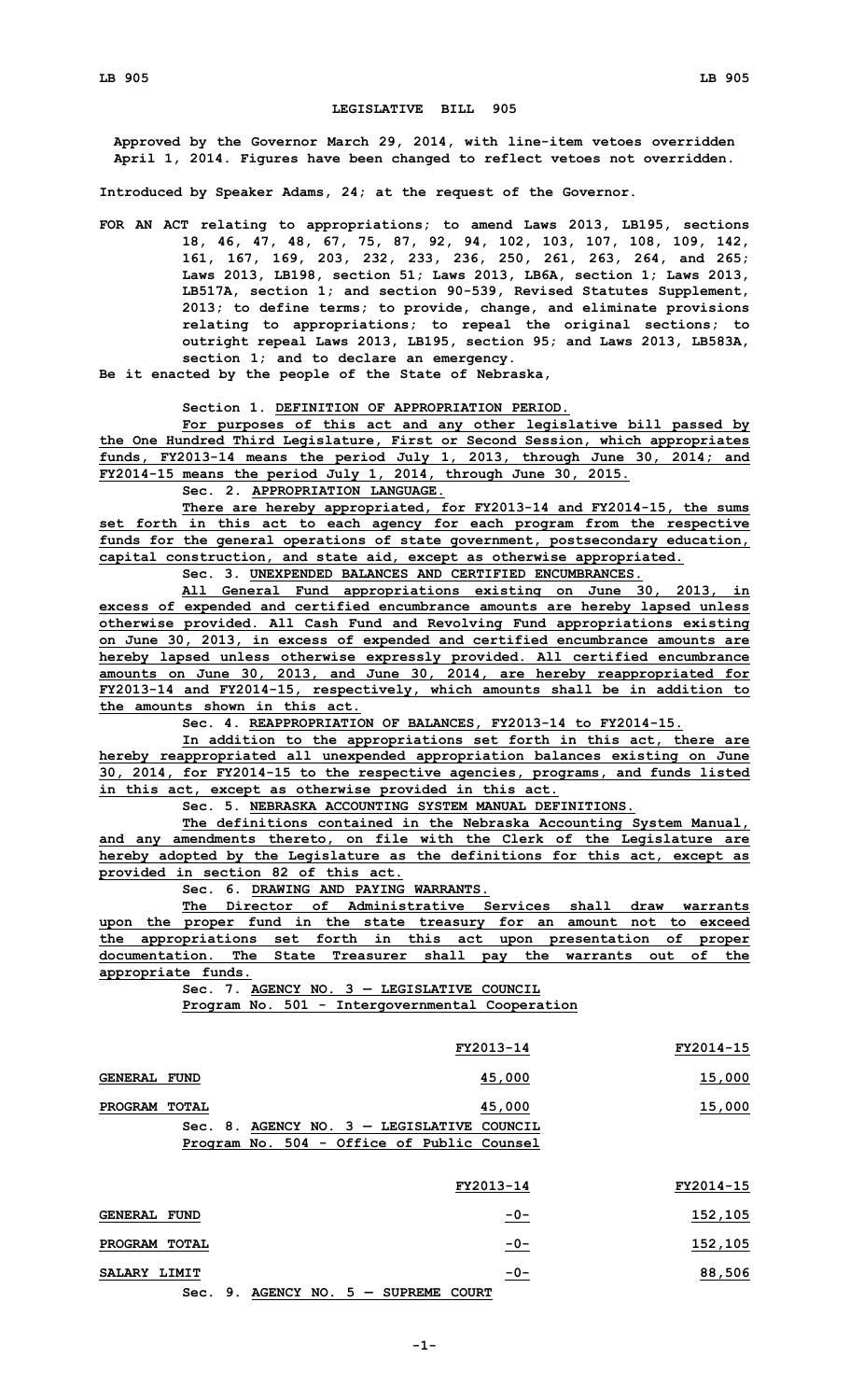# LEGISLATIVE BILL 905

**Approved by the Governor March 29, 2014, with line-item vetoes overridden April 1, 2014. Figures have been changed to reflect vetoes not overridden.**

**Introduced by Speaker Adams, 24; at the request of the Governor.**

**FOR AN ACT relating to appropriations; to amend Laws 2013, LB195, sections 18, 46, 47, 48, 67, 75, 87, 92, 94, 102, 103, 107, 108, 109, 142, 161, 167, 169, 203, 232, 233, 236, 250, 261, 263, 264, and 265; Laws 2013, LB198, section 51; Laws 2013, LB6A, section 1; Laws 2013, LB517A, section 1; and section 90-539, Revised Statutes Supplement, 2013; to define terms; to provide, change, and eliminate provisions relating to appropriations; to repeal the original sections; to outright repeal Laws 2013, LB195, section 95; and Laws 2013, LB583A, section 1; and to declare an emergency.**

**Be it enacted by the people of the State of Nebraska,**

**Section 1.** DEFINITION OF APPROPRIATION PERIOD.

For purposes of this act and any other legislative bill passed by the One Hundred Third Legislature, First or Second Session, which appropriates funds, FY2013-14 means the period July 1, 2013, through June 30, 2014; and FY2014-15 means the period July 1, 2014, through June 30, 2015.

**Sec. 2.** APPROPRIATION LANGUAGE.

There are hereby appropriated, for FY2013-14 and FY2014-15, the sums set forth in this act to each agency for each program from the respective funds for the general operations of state government, postsecondary education, capital construction, and state aid, except as otherwise appropriated.

**Sec. 3.** UNEXPENDED BALANCES AND CERTIFIED ENCUMBRANCES.

All General Fund appropriations existing on June 30, 2013, in excess of expended and certified encumbrance amounts are hereby lapsed unless otherwise provided. All Cash Fund and Revolving Fund appropriations existing on June 30, 2013, in excess of expended and certified encumbrance amounts are hereby lapsed unless otherwise expressly provided. All certified encumbrance amounts on June 30, 2013, and June 30, 2014, are hereby reappropriated for FY2013-14 and FY2014-15, respectively, which amounts shall be in addition to the amounts shown in this act.

**Sec. 4.** REAPPROPRIATION OF BALANCES, FY2013-14 to FY2014-15.

In addition to the appropriations set forth in this act, there are hereby reappropriated all unexpended appropriation balances existing on June 30, 2014, for FY2014-15 to the respective agencies, programs, and funds listed in this act, except as otherwise provided in this act.

**Sec. 5.** NEBRASKA ACCOUNTING SYSTEM MANUAL DEFINITIONS.

The definitions contained in the Nebraska Accounting System Manual, and any amendments thereto, on file with the Clerk of the Legislature are hereby adopted by the Legislature as the definitions for this act, except as provided in section 82 of this act.

**Sec. 6.** DRAWING AND PAYING WARRANTS.

The Director of Administrative Services shall draw warrants upon the proper fund in the state treasury for an amount not to exceed the appropriations set forth in this act upon presentation of proper documentation. The State Treasurer shall pay the warrants out of the appropriate funds.

**Sec. 7.** AGENCY NO. 3 — LEGISLATIVE COUNCIL
Program No. 501 - Intergovernmental Cooperation

| | FY2013-14 | FY2014-15 |
|---|---|---|
| GENERAL FUND | 45,000 | 15,000 |
| PROGRAM TOTAL | 45,000 | 15,000 |

**Sec. 8.** AGENCY NO. 3 — LEGISLATIVE COUNCIL
Program No. 504 - Office of Public Counsel

| | FY2013-14 | FY2014-15 |
|---|---|---|
| GENERAL FUND | -0- | 152,105 |
| PROGRAM TOTAL | -0- | 152,105 |
| SALARY LIMIT | -0- | 88,506 |

**Sec. 9.** AGENCY NO. 5 — SUPREME COURT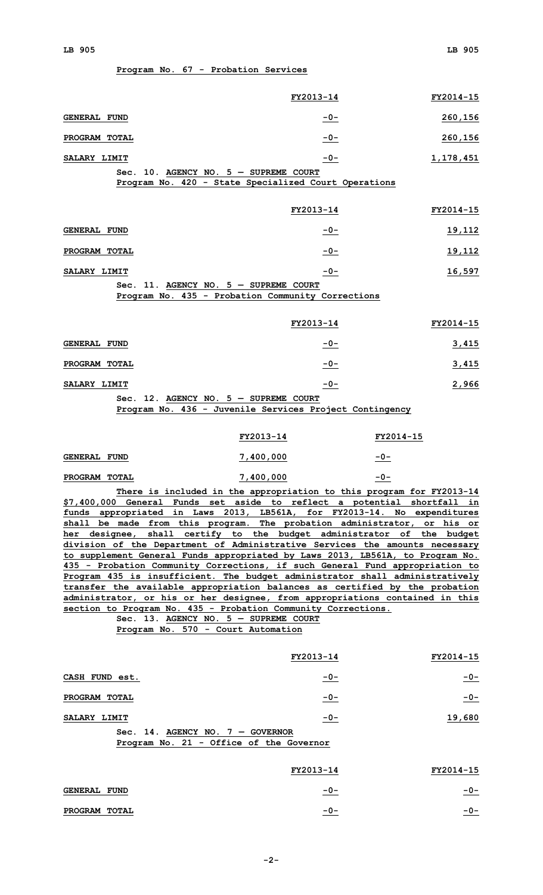Program No. 67 - Probation Services

| | FY2013-14 | FY2014-15 |
|---|---|---|
| GENERAL FUND | -0- | 260,156 |
| PROGRAM TOTAL | -0- | 260,156 |
| SALARY LIMIT | -0- | 1,178,451 |

Sec. 10. AGENCY NO. 5 — SUPREME COURT

Program No. 420 - State Specialized Court Operations

| | FY2013-14 | FY2014-15 |
|---|---|---|
| GENERAL FUND | -0- | 19,112 |
| PROGRAM TOTAL | -0- | 19,112 |
| SALARY LIMIT | -0- | 16,597 |

Sec. 11. AGENCY NO. 5 — SUPREME COURT

Program No. 435 - Probation Community Corrections

| | FY2013-14 | FY2014-15 |
|---|---|---|
| GENERAL FUND | -0- | 3,415 |
| PROGRAM TOTAL | -0- | 3,415 |
| SALARY LIMIT | -0- | 2,966 |

Sec. 12. AGENCY NO. 5 — SUPREME COURT

Program No. 436 - Juvenile Services Project Contingency

| | FY2013-14 | FY2014-15 |
|---|---|---|
| GENERAL FUND | 7,400,000 | -0- |
| PROGRAM TOTAL | 7,400,000 | -0- |

There is included in the appropriation to this program for FY2013-14 $7,400,000 General Funds set aside to reflect a potential shortfall in funds appropriated in Laws 2013, LB561A, for FY2013-14. No expenditures shall be made from this program. The probation administrator, or his or her designee, shall certify to the budget administrator of the budget division of the Department of Administrative Services the amounts necessary to supplement General Funds appropriated by Laws 2013, LB561A, to Program No. 435 - Probation Community Corrections, if such General Fund appropriation to Program 435 is insufficient. The budget administrator shall administratively transfer the available appropriation balances as certified by the probation administrator, or his or her designee, from appropriations contained in this section to Program No. 435 - Probation Community Corrections.

Sec. 13. AGENCY NO. 5 — SUPREME COURT

Program No. 570 - Court Automation

| | FY2013-14 | FY2014-15 |
|---|---|---|
| CASH FUND est. | -0- | -0- |
| PROGRAM TOTAL | -0- | -0- |
| SALARY LIMIT | -0- | 19,680 |

Sec. 14. AGENCY NO. 7 — GOVERNOR

Program No. 21 - Office of the Governor

| | FY2013-14 | FY2014-15 |
|---|---|---|
| GENERAL FUND | -0- | -0- |
| PROGRAM TOTAL | -0- | -0- |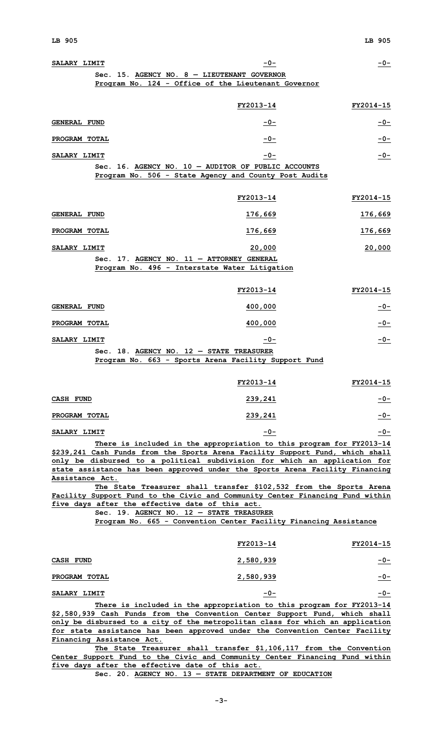| SALARY LIMIT | -0- | -0- |
|---|---|---|

Sec. 15. AGENCY NO. 8 — LIEUTENANT GOVERNOR
Program No. 124 - Office of the Lieutenant Governor

| | FY2013-14 | FY2014-15 |
|---|---|---|
| GENERAL FUND | -0- | -0- |
| PROGRAM TOTAL | -0- | -0- |
| SALARY LIMIT | -0- | -0- |

Sec. 16. AGENCY NO. 10 — AUDITOR OF PUBLIC ACCOUNTS
Program No. 506 - State Agency and County Post Audits

| | FY2013-14 | FY2014-15 |
|---|---|---|
| GENERAL FUND | 176,669 | 176,669 |
| PROGRAM TOTAL | 176,669 | 176,669 |
| SALARY LIMIT | 20,000 | 20,000 |

Sec. 17. AGENCY NO. 11 — ATTORNEY GENERAL
Program No. 496 - Interstate Water Litigation

| | FY2013-14 | FY2014-15 |
|---|---|---|
| GENERAL FUND | 400,000 | -0- |
| PROGRAM TOTAL | 400,000 | -0- |
| SALARY LIMIT | -0- | -0- |

Sec. 18. AGENCY NO. 12 — STATE TREASURER
Program No. 663 - Sports Arena Facility Support Fund

| | FY2013-14 | FY2014-15 |
|---|---|---|
| CASH FUND | 239,241 | -0- |
| PROGRAM TOTAL | 239,241 | -0- |
| SALARY LIMIT | -0- | -0- |

There is included in the appropriation to this program for FY2013-14 $239,241 Cash Funds from the Sports Arena Facility Support Fund, which shall only be disbursed to a political subdivision for which an application for state assistance has been approved under the Sports Arena Facility Financing Assistance Act.

The State Treasurer shall transfer $102,532 from the Sports Arena Facility Support Fund to the Civic and Community Center Financing Fund within five days after the effective date of this act.

Sec. 19. AGENCY NO. 12 — STATE TREASURER
Program No. 665 - Convention Center Facility Financing Assistance

| | FY2013-14 | FY2014-15 |
|---|---|---|
| CASH FUND | 2,580,939 | -0- |
| PROGRAM TOTAL | 2,580,939 | -0- |
| SALARY LIMIT | -0- | -0- |

There is included in the appropriation to this program for FY2013-14 $2,580,939 Cash Funds from the Convention Center Support Fund, which shall only be disbursed to a city of the metropolitan class for which an application for state assistance has been approved under the Convention Center Facility Financing Assistance Act.

The State Treasurer shall transfer $1,106,117 from the Convention Center Support Fund to the Civic and Community Center Financing Fund within five days after the effective date of this act.

Sec. 20. AGENCY NO. 13 — STATE DEPARTMENT OF EDUCATION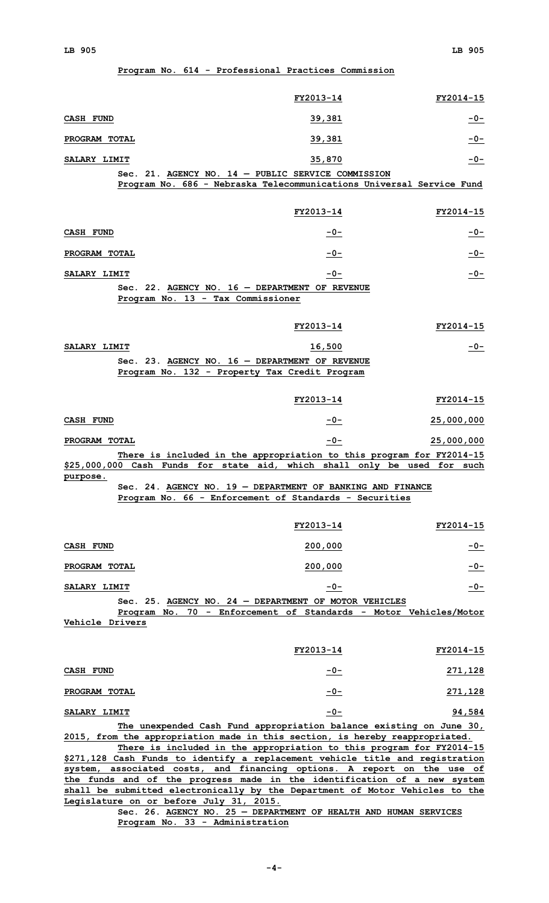**Program No. 614 - Professional Practices Commission**

| | FY2013-14 | FY2014-15 |
|---|---|---|
| CASH FUND | 39,381 | -0- |
| PROGRAM TOTAL | 39,381 | -0- |
| SALARY LIMIT | 35,870 | -0- |

Sec. 21. **AGENCY NO. 14 — PUBLIC SERVICE COMMISSION**
**Program No. 686 - Nebraska Telecommunications Universal Service Fund**

| | FY2013-14 | FY2014-15 |
|---|---|---|
| CASH FUND | -0- | -0- |
| PROGRAM TOTAL | -0- | -0- |
| SALARY LIMIT | -0- | -0- |

Sec. 22. **AGENCY NO. 16 — DEPARTMENT OF REVENUE**
**Program No. 13 - Tax Commissioner**

| | FY2013-14 | FY2014-15 |
|---|---|---|
| SALARY LIMIT | 16,500 | -0- |

Sec. 23. **AGENCY NO. 16 — DEPARTMENT OF REVENUE**
**Program No. 132 - Property Tax Credit Program**

| | FY2013-14 | FY2014-15 |
|---|---|---|
| CASH FUND | -0- | 25,000,000 |
| PROGRAM TOTAL | -0- | 25,000,000 |

There is included in the appropriation to this program for FY2014-15 $25,000,000 Cash Funds for state aid, which shall only be used for such purpose.

Sec. 24. **AGENCY NO. 19 — DEPARTMENT OF BANKING AND FINANCE**
**Program No. 66 - Enforcement of Standards - Securities**

| | FY2013-14 | FY2014-15 |
|---|---|---|
| CASH FUND | 200,000 | -0- |
| PROGRAM TOTAL | 200,000 | -0- |
| SALARY LIMIT | -0- | -0- |

Sec. 25. **AGENCY NO. 24 — DEPARTMENT OF MOTOR VEHICLES**
**Program No. 70 - Enforcement of Standards - Motor Vehicles/Motor Vehicle Drivers**

| | FY2013-14 | FY2014-15 |
|---|---|---|
| CASH FUND | -0- | 271,128 |
| PROGRAM TOTAL | -0- | 271,128 |
| SALARY LIMIT | -0- | 94,584 |

The unexpended Cash Fund appropriation balance existing on June 30, 2015, from the appropriation made in this section, is hereby reappropriated.

There is included in the appropriation to this program for FY2014-15 $271,128 Cash Funds to identify a replacement vehicle title and registration system, associated costs, and financing options. A report on the use of the funds and of the progress made in the identification of a new system shall be submitted electronically by the Department of Motor Vehicles to the Legislature on or before July 31, 2015.

Sec. 26. **AGENCY NO. 25 — DEPARTMENT OF HEALTH AND HUMAN SERVICES**
**Program No. 33 - Administration**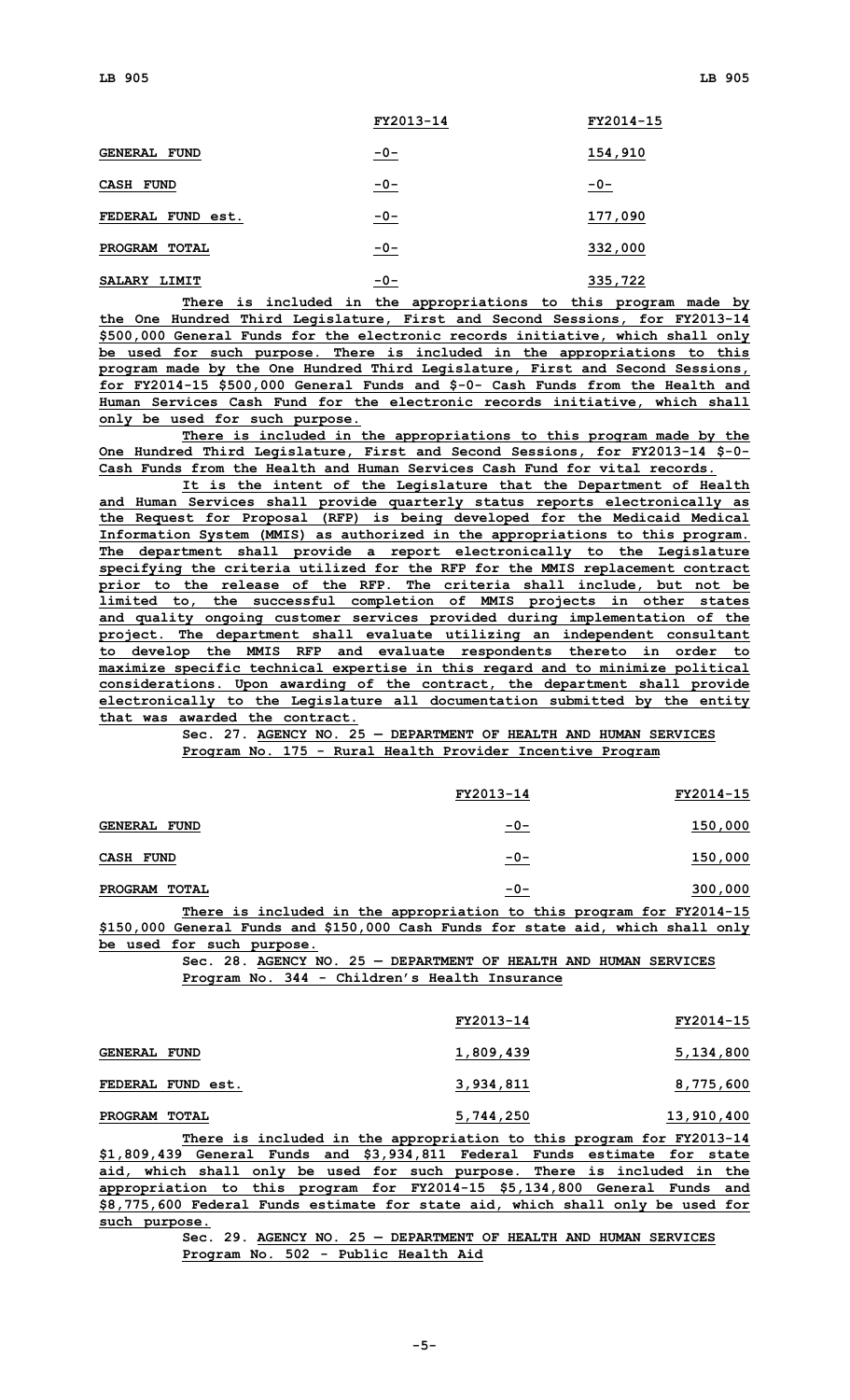| | FY2013-14 | FY2014-15 |
|---|---|---|
| GENERAL FUND | -0- | 154,910 |
| CASH FUND | -0- | -0- |
| FEDERAL FUND est. | -0- | 177,090 |
| PROGRAM TOTAL | -0- | 332,000 |
| SALARY LIMIT | -0- | 335,722 |

There is included in the appropriations to this program made by the One Hundred Third Legislature, First and Second Sessions, for FY2013-14 $500,000 General Funds for the electronic records initiative, which shall only be used for such purpose. There is included in the appropriations to this program made by the One Hundred Third Legislature, First and Second Sessions, for FY2014-15 $500,000 General Funds and $-0- Cash Funds from the Health and Human Services Cash Fund for the electronic records initiative, which shall only be used for such purpose.

There is included in the appropriations to this program made by the One Hundred Third Legislature, First and Second Sessions, for FY2013-14 $-0- Cash Funds from the Health and Human Services Cash Fund for vital records.

It is the intent of the Legislature that the Department of Health and Human Services shall provide quarterly status reports electronically as the Request for Proposal (RFP) is being developed for the Medicaid Medical Information System (MMIS) as authorized in the appropriations to this program. The department shall provide a report electronically to the Legislature specifying the criteria utilized for the RFP for the MMIS replacement contract prior to the release of the RFP. The criteria shall include, but not be limited to, the successful completion of MMIS projects in other states and quality ongoing customer services provided during implementation of the project. The department shall evaluate utilizing an independent consultant to develop the MMIS RFP and evaluate respondents thereto in order to maximize specific technical expertise in this regard and to minimize political considerations. Upon awarding of the contract, the department shall provide electronically to the Legislature all documentation submitted by the entity that was awarded the contract.

Sec. 27. AGENCY NO. 25 — DEPARTMENT OF HEALTH AND HUMAN SERVICES
Program No. 175 - Rural Health Provider Incentive Program

| | FY2013-14 | FY2014-15 |
|---|---|---|
| GENERAL FUND | -0- | 150,000 |
| CASH FUND | -0- | 150,000 |
| PROGRAM TOTAL | -0- | 300,000 |

There is included in the appropriation to this program for FY2014-15 $150,000 General Funds and $150,000 Cash Funds for state aid, which shall only be used for such purpose.

Sec. 28. AGENCY NO. 25 — DEPARTMENT OF HEALTH AND HUMAN SERVICES
Program No. 344 - Children's Health Insurance

| | FY2013-14 | FY2014-15 |
|---|---|---|
| GENERAL FUND | 1,809,439 | 5,134,800 |
| FEDERAL FUND est. | 3,934,811 | 8,775,600 |
| PROGRAM TOTAL | 5,744,250 | 13,910,400 |

There is included in the appropriation to this program for FY2013-14 $1,809,439 General Funds and $3,934,811 Federal Funds estimate for state aid, which shall only be used for such purpose. There is included in the appropriation to this program for FY2014-15 $5,134,800 General Funds and $8,775,600 Federal Funds estimate for state aid, which shall only be used for such purpose.

Sec. 29. AGENCY NO. 25 — DEPARTMENT OF HEALTH AND HUMAN SERVICES
Program No. 502 - Public Health Aid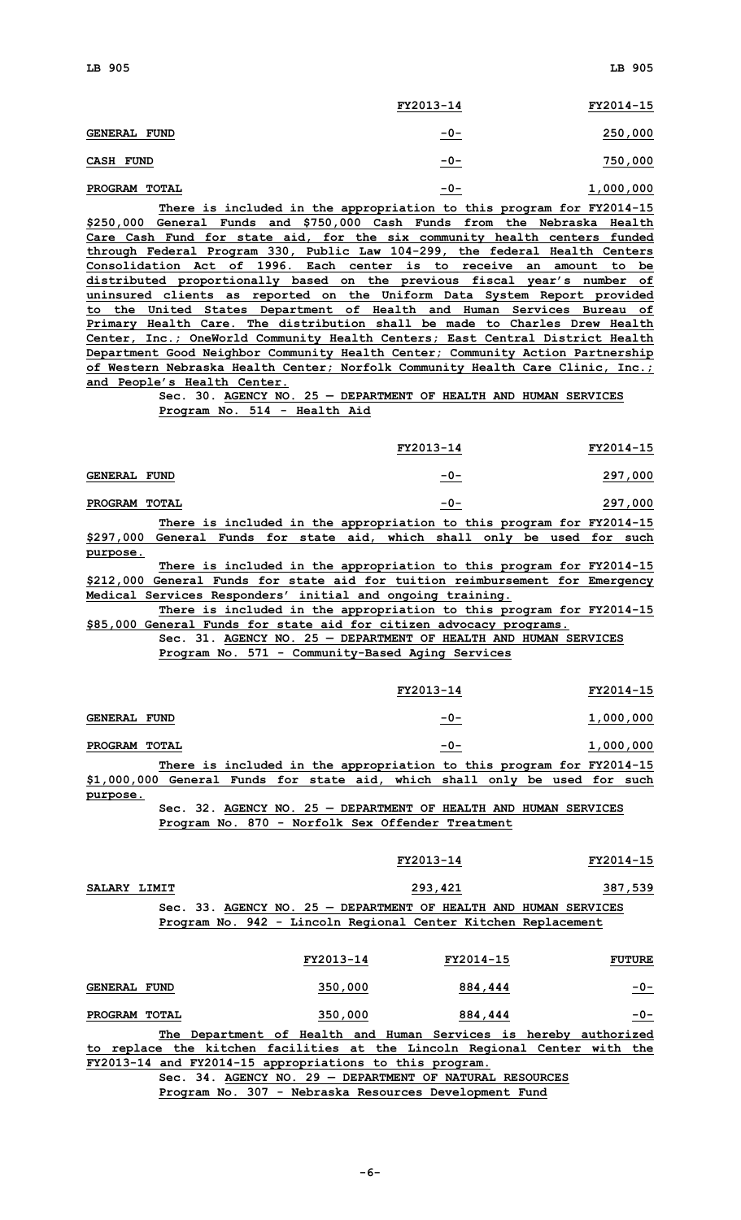| | FY2013-14 | FY2014-15 |
|---|---|---|
| GENERAL FUND | -0- | 250,000 |
| CASH FUND | -0- | 750,000 |
| PROGRAM TOTAL | -0- | 1,000,000 |

There is included in the appropriation to this program for FY2014-15 $250,000 General Funds and $750,000 Cash Funds from the Nebraska Health Care Cash Fund for state aid, for the six community health centers funded through Federal Program 330, Public Law 104-299, the federal Health Centers Consolidation Act of 1996. Each center is to receive an amount to be distributed proportionally based on the previous fiscal year's number of uninsured clients as reported on the Uniform Data System Report provided to the United States Department of Health and Human Services Bureau of Primary Health Care. The distribution shall be made to Charles Drew Health Center, Inc.; OneWorld Community Health Centers; East Central District Health Department Good Neighbor Community Health Center; Community Action Partnership of Western Nebraska Health Center; Norfolk Community Health Care Clinic, Inc.; and People's Health Center.

Sec. 30. AGENCY NO. 25 — DEPARTMENT OF HEALTH AND HUMAN SERVICES
Program No. 514 - Health Aid

| | FY2013-14 | FY2014-15 |
|---|---|---|
| GENERAL FUND | -0- | 297,000 |
| PROGRAM TOTAL | -0- | 297,000 |

There is included in the appropriation to this program for FY2014-15 $297,000 General Funds for state aid, which shall only be used for such purpose.

There is included in the appropriation to this program for FY2014-15 $212,000 General Funds for state aid for tuition reimbursement for Emergency Medical Services Responders' initial and ongoing training.

There is included in the appropriation to this program for FY2014-15 $85,000 General Funds for state aid for citizen advocacy programs.

Sec. 31. AGENCY NO. 25 — DEPARTMENT OF HEALTH AND HUMAN SERVICES
Program No. 571 - Community-Based Aging Services

| | FY2013-14 | FY2014-15 |
|---|---|---|
| GENERAL FUND | -0- | 1,000,000 |
| PROGRAM TOTAL | -0- | 1,000,000 |

There is included in the appropriation to this program for FY2014-15 $1,000,000 General Funds for state aid, which shall only be used for such purpose.

Sec. 32. AGENCY NO. 25 — DEPARTMENT OF HEALTH AND HUMAN SERVICES
Program No. 870 - Norfolk Sex Offender Treatment

| | FY2013-14 | FY2014-15 |
|---|---|---|
| SALARY LIMIT | 293,421 | 387,539 |

Sec. 33. AGENCY NO. 25 — DEPARTMENT OF HEALTH AND HUMAN SERVICES
Program No. 942 - Lincoln Regional Center Kitchen Replacement

| | FY2013-14 | FY2014-15 | FUTURE |
|---|---|---|---|
| GENERAL FUND | 350,000 | 884,444 | -0- |
| PROGRAM TOTAL | 350,000 | 884,444 | -0- |

The Department of Health and Human Services is hereby authorized to replace the kitchen facilities at the Lincoln Regional Center with the FY2013-14 and FY2014-15 appropriations to this program.

Sec. 34. AGENCY NO. 29 — DEPARTMENT OF NATURAL RESOURCES
Program No. 307 - Nebraska Resources Development Fund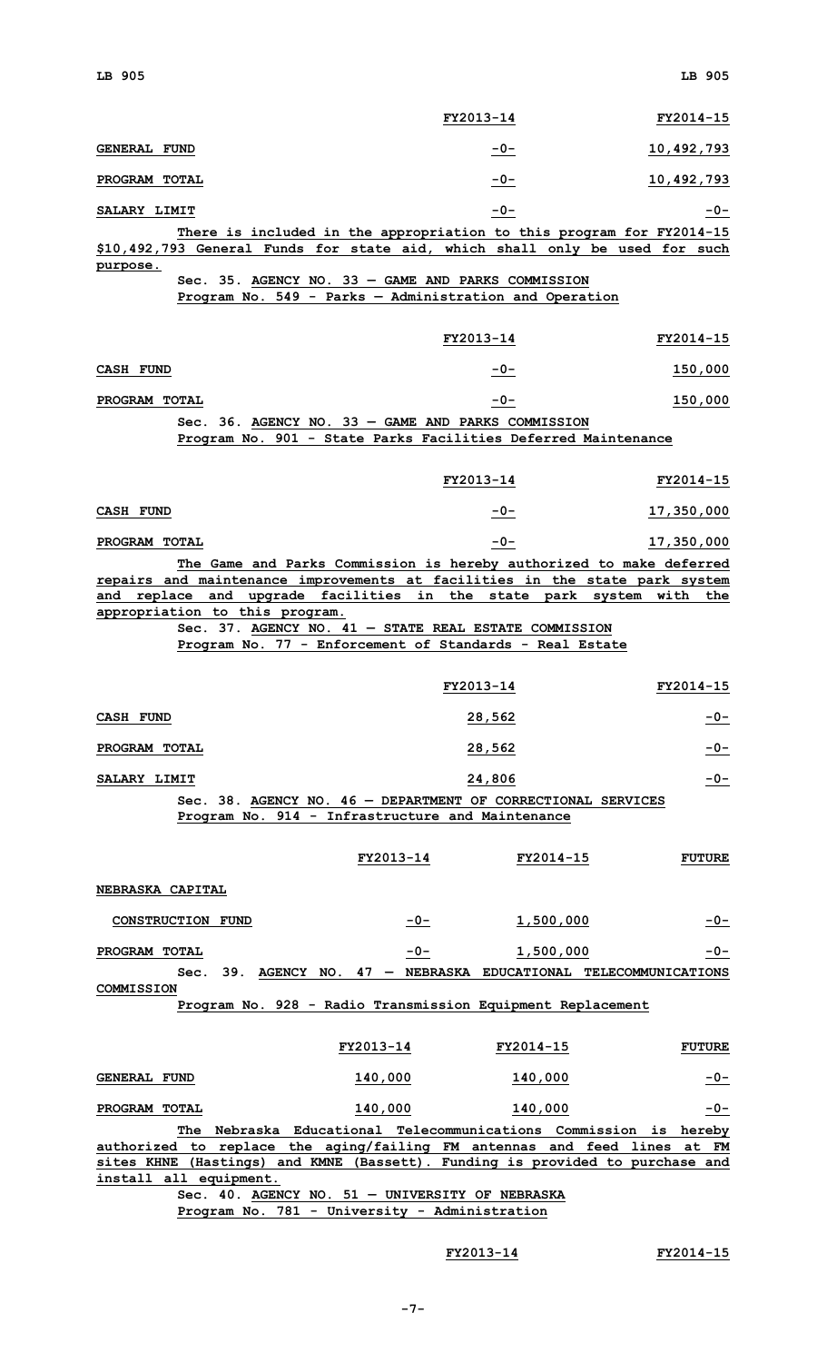| | FY2013-14 | FY2014-15 |
|---|---|---|
| GENERAL FUND | -0- | 10,492,793 |
| PROGRAM TOTAL | -0- | 10,492,793 |
| SALARY LIMIT | -0- | -0- |

There is included in the appropriation to this program for FY2014-15 $10,492,793 General Funds for state aid, which shall only be used for such purpose.

Sec. 35. AGENCY NO. 33 — GAME AND PARKS COMMISSION
Program No. 549 - Parks — Administration and Operation

| | FY2013-14 | FY2014-15 |
|---|---|---|
| CASH FUND | -0- | 150,000 |
| PROGRAM TOTAL | -0- | 150,000 |

Sec. 36. AGENCY NO. 33 — GAME AND PARKS COMMISSION
Program No. 901 - State Parks Facilities Deferred Maintenance

| | FY2013-14 | FY2014-15 |
|---|---|---|
| CASH FUND | -0- | 17,350,000 |
| PROGRAM TOTAL | -0- | 17,350,000 |

The Game and Parks Commission is hereby authorized to make deferred repairs and maintenance improvements at facilities in the state park system and replace and upgrade facilities in the state park system with the appropriation to this program.

Sec. 37. AGENCY NO. 41 — STATE REAL ESTATE COMMISSION
Program No. 77 - Enforcement of Standards - Real Estate

| | FY2013-14 | FY2014-15 |
|---|---|---|
| CASH FUND | 28,562 | -0- |
| PROGRAM TOTAL | 28,562 | -0- |
| SALARY LIMIT | 24,806 | -0- |

Sec. 38. AGENCY NO. 46 — DEPARTMENT OF CORRECTIONAL SERVICES
Program No. 914 - Infrastructure and Maintenance

| | FY2013-14 | FY2014-15 | FUTURE |
|---|---|---|---|
| NEBRASKA CAPITAL | | | |
| CONSTRUCTION FUND | -0- | 1,500,000 | -0- |
| PROGRAM TOTAL | -0- | 1,500,000 | -0- |

Sec. 39. AGENCY NO. 47 — NEBRASKA EDUCATIONAL TELECOMMUNICATIONS COMMISSION
Program No. 928 - Radio Transmission Equipment Replacement

| | FY2013-14 | FY2014-15 | FUTURE |
|---|---|---|---|
| GENERAL FUND | 140,000 | 140,000 | -0- |
| PROGRAM TOTAL | 140,000 | 140,000 | -0- |

The Nebraska Educational Telecommunications Commission is hereby authorized to replace the aging/failing FM antennas and feed lines at FM sites KHNE (Hastings) and KMNE (Bassett). Funding is provided to purchase and install all equipment.

Sec. 40. AGENCY NO. 51 — UNIVERSITY OF NEBRASKA
Program No. 781 - University - Administration

| | FY2013-14 | FY2014-15 |
|---|---|---|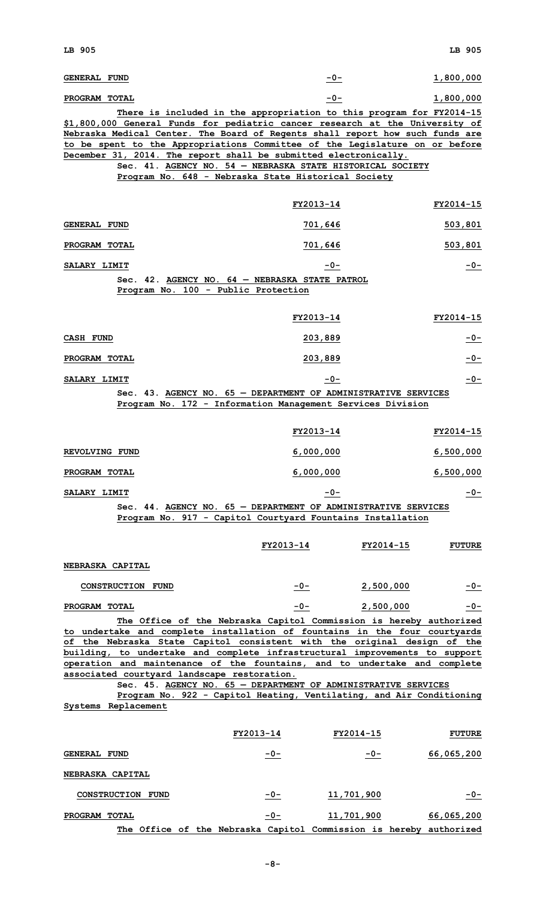| | | |
|---|---|---|
| **GENERAL FUND** | -0- | 1,800,000 |
| **PROGRAM TOTAL** | -0- | 1,800,000 |

There is included in the appropriation to this program for FY2014-15 $1,800,000 General Funds for pediatric cancer research at the University of Nebraska Medical Center. The Board of Regents shall report how such funds are to be spent to the Appropriations Committee of the Legislature on or before December 31, 2014. The report shall be submitted electronically.

Sec. 41. AGENCY NO. 54 — NEBRASKA STATE HISTORICAL SOCIETY

Program No. 648 - Nebraska State Historical Society

| | FY2013-14 | FY2014-15 |
|---|---|---|
| **GENERAL FUND** | 701,646 | 503,801 |
| **PROGRAM TOTAL** | 701,646 | 503,801 |
| **SALARY LIMIT** | -0- | -0- |

Sec. 42. AGENCY NO. 64 — NEBRASKA STATE PATROL

Program No. 100 - Public Protection

| | FY2013-14 | FY2014-15 |
|---|---|---|
| **CASH FUND** | 203,889 | -0- |
| **PROGRAM TOTAL** | 203,889 | -0- |
| **SALARY LIMIT** | -0- | -0- |

Sec. 43. AGENCY NO. 65 — DEPARTMENT OF ADMINISTRATIVE SERVICES

Program No. 172 - Information Management Services Division

| | FY2013-14 | FY2014-15 |
|---|---|---|
| **REVOLVING FUND** | 6,000,000 | 6,500,000 |
| **PROGRAM TOTAL** | 6,000,000 | 6,500,000 |
| **SALARY LIMIT** | -0- | -0- |

Sec. 44. AGENCY NO. 65 — DEPARTMENT OF ADMINISTRATIVE SERVICES

Program No. 917 - Capitol Courtyard Fountains Installation

| | FY2013-14 | FY2014-15 | FUTURE |
|---|---|---|---|
| **NEBRASKA CAPITAL** | | | |
| **CONSTRUCTION FUND** | -0- | 2,500,000 | -0- |
| **PROGRAM TOTAL** | -0- | 2,500,000 | -0- |

The Office of the Nebraska Capitol Commission is hereby authorized to undertake and complete installation of fountains in the four courtyards of the Nebraska State Capitol consistent with the original design of the building, to undertake and complete infrastructural improvements to support operation and maintenance of the fountains, and to undertake and complete associated courtyard landscape restoration.

Sec. 45. AGENCY NO. 65 — DEPARTMENT OF ADMINISTRATIVE SERVICES

Program No. 922 - Capitol Heating, Ventilating, and Air Conditioning Systems Replacement

| | FY2013-14 | FY2014-15 | FUTURE |
|---|---|---|---|
| **GENERAL FUND** | -0- | -0- | 66,065,200 |
| **NEBRASKA CAPITAL** | | | |
| **CONSTRUCTION FUND** | -0- | 11,701,900 | -0- |
| **PROGRAM TOTAL** | -0- | 11,701,900 | 66,065,200 |

The Office of the Nebraska Capitol Commission is hereby authorized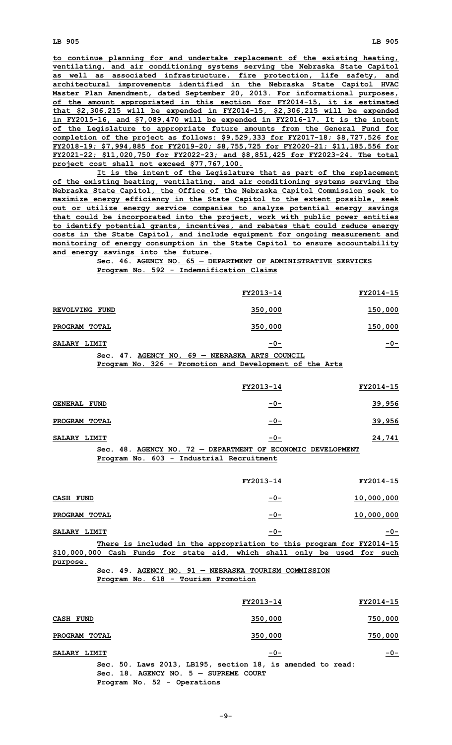to continue planning for and undertake replacement of the existing heating, ventilating, and air conditioning systems serving the Nebraska State Capitol as well as associated infrastructure, fire protection, life safety, and architectural improvements identified in the Nebraska State Capitol HVAC Master Plan Amendment, dated September 20, 2013. For informational purposes, of the amount appropriated in this section for FY2014-15, it is estimated that $2,306,215 will be expended in FY2014-15, $2,306,215 will be expended in FY2015-16, and $7,089,470 will be expended in FY2016-17. It is the intent of the Legislature to appropriate future amounts from the General Fund for completion of the project as follows: $9,529,333 for FY2017-18; $8,727,526 for FY2018-19; $7,994,885 for FY2019-20; $8,755,725 for FY2020-21; $11,185,556 for FY2021-22; $11,020,750 for FY2022-23; and $8,851,425 for FY2023-24. The total project cost shall not exceed $77,767,100.

It is the intent of the Legislature that as part of the replacement of the existing heating, ventilating, and air conditioning systems serving the Nebraska State Capitol, the Office of the Nebraska Capitol Commission seek to maximize energy efficiency in the State Capitol to the extent possible, seek out or utilize energy service companies to analyze potential energy savings that could be incorporated into the project, work with public power entities to identify potential grants, incentives, and rebates that could reduce energy costs in the State Capitol, and include equipment for ongoing measurement and monitoring of energy consumption in the State Capitol to ensure accountability and energy savings into the future.

Sec. 46. AGENCY NO. 65 — DEPARTMENT OF ADMINISTRATIVE SERVICES
Program No. 592 - Indemnification Claims

| | FY2013-14 | FY2014-15 |
|---|---|---|
| REVOLVING FUND | 350,000 | 150,000 |
| PROGRAM TOTAL | 350,000 | 150,000 |
| SALARY LIMIT | -0- | -0- |

Sec. 47. AGENCY NO. 69 — NEBRASKA ARTS COUNCIL
Program No. 326 - Promotion and Development of the Arts

| | FY2013-14 | FY2014-15 |
|---|---|---|
| GENERAL FUND | -0- | 39,956 |
| PROGRAM TOTAL | -0- | 39,956 |
| SALARY LIMIT | -0- | 24,741 |

Sec. 48. AGENCY NO. 72 — DEPARTMENT OF ECONOMIC DEVELOPMENT
Program No. 603 - Industrial Recruitment

| | FY2013-14 | FY2014-15 |
|---|---|---|
| CASH FUND | -0- | 10,000,000 |
| PROGRAM TOTAL | -0- | 10,000,000 |
| SALARY LIMIT | -0- | -0- |

There is included in the appropriation to this program for FY2014-15 $10,000,000 Cash Funds for state aid, which shall only be used for such purpose.

Sec. 49. AGENCY NO. 91 — NEBRASKA TOURISM COMMISSION
Program No. 618 - Tourism Promotion

| | FY2013-14 | FY2014-15 |
|---|---|---|
| CASH FUND | 350,000 | 750,000 |
| PROGRAM TOTAL | 350,000 | 750,000 |
| SALARY LIMIT | -0- | -0- |

Sec. 50. Laws 2013, LB195, section 18, is amended to read:
Sec. 18. AGENCY NO. 5 — SUPREME COURT
Program No. 52 - Operations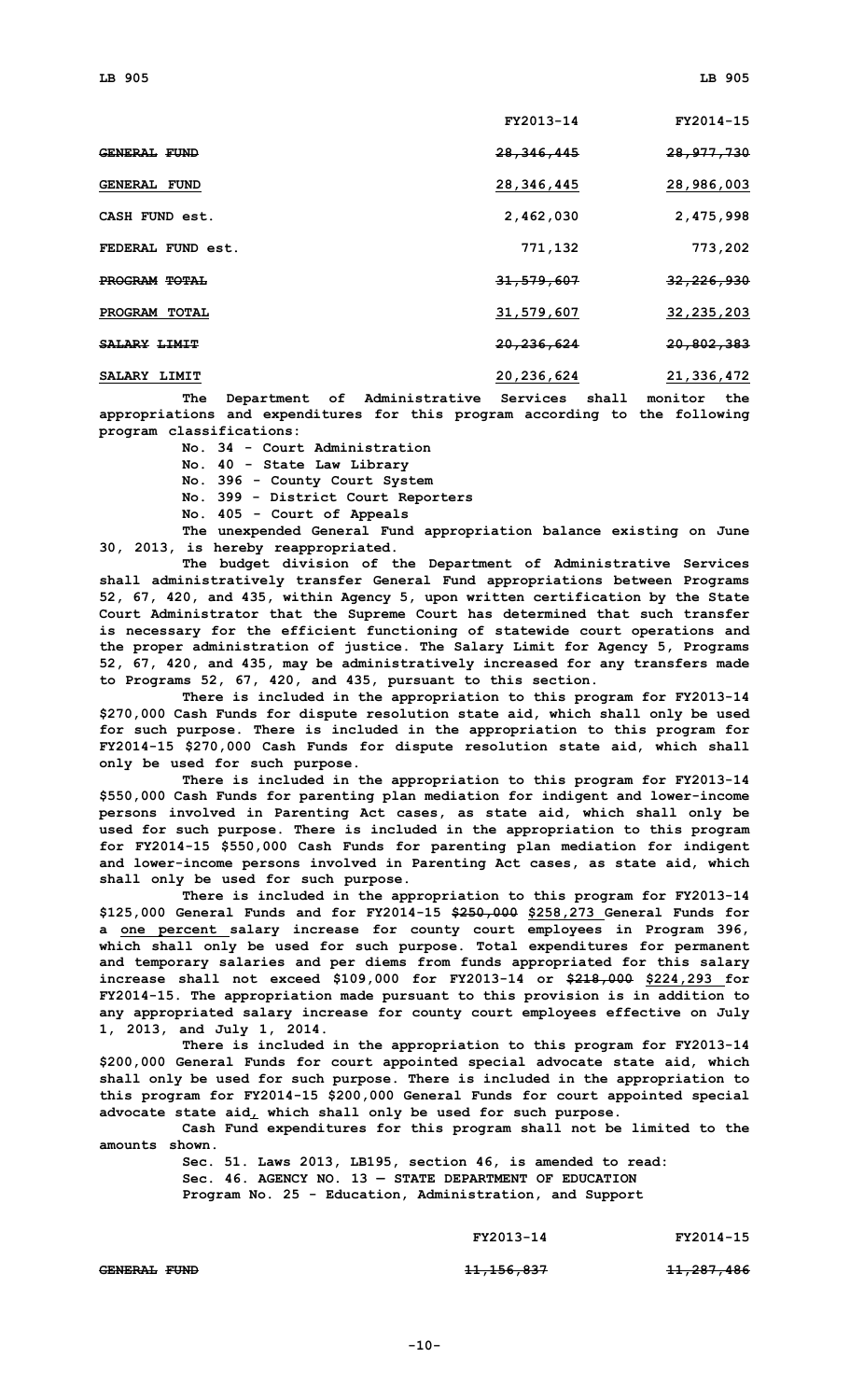| | FY2013-14 | FY2014-15 |
|---|---|---|
| ~~GENERAL FUND~~ | ~~28,346,445~~ | ~~28,977,730~~ |
| GENERAL FUND | 28,346,445 | 28,986,003 |
| CASH FUND est. | 2,462,030 | 2,475,998 |
| FEDERAL FUND est. | 771,132 | 773,202 |
| ~~PROGRAM TOTAL~~ | ~~31,579,607~~ | ~~32,226,930~~ |
| PROGRAM TOTAL | 31,579,607 | 32,235,203 |
| ~~SALARY LIMIT~~ | ~~20,236,624~~ | ~~20,802,383~~ |
| SALARY LIMIT | 20,236,624 | 21,336,472 |

**The Department of Administrative Services shall monitor the appropriations and expenditures for this program according to the following program classifications:**

**No. 34 - Court Administration**
**No. 40 - State Law Library**
**No. 396 - County Court System**
**No. 399 - District Court Reporters**
**No. 405 - Court of Appeals**

**The unexpended General Fund appropriation balance existing on June 30, 2013, is hereby reappropriated.**

**The budget division of the Department of Administrative Services shall administratively transfer General Fund appropriations between Programs 52, 67, 420, and 435, within Agency 5, upon written certification by the State Court Administrator that the Supreme Court has determined that such transfer is necessary for the efficient functioning of statewide court operations and the proper administration of justice. The Salary Limit for Agency 5, Programs 52, 67, 420, and 435, may be administratively increased for any transfers made to Programs 52, 67, 420, and 435, pursuant to this section.**

**There is included in the appropriation to this program for FY2013-14 $270,000 Cash Funds for dispute resolution state aid, which shall only be used for such purpose. There is included in the appropriation to this program for FY2014-15 $270,000 Cash Funds for dispute resolution state aid, which shall only be used for such purpose.**

**There is included in the appropriation to this program for FY2013-14 $550,000 Cash Funds for parenting plan mediation for indigent and lower-income persons involved in Parenting Act cases, as state aid, which shall only be used for such purpose. There is included in the appropriation to this program for FY2014-15 $550,000 Cash Funds for parenting plan mediation for indigent and lower-income persons involved in Parenting Act cases, as state aid, which shall only be used for such purpose.**

**There is included in the appropriation to this program for FY2013-14 $125,000 General Funds and for FY2014-15 ~~$250,000~~ $258,273 General Funds for a one percent salary increase for county court employees in Program 396, which shall only be used for such purpose. Total expenditures for permanent and temporary salaries and per diems from funds appropriated for this salary increase shall not exceed $109,000 for FY2013-14 or ~~$218,000~~ $224,293 for FY2014-15. The appropriation made pursuant to this provision is in addition to any appropriated salary increase for county court employees effective on July 1, 2013, and July 1, 2014.**

**There is included in the appropriation to this program for FY2013-14 $200,000 General Funds for court appointed special advocate state aid, which shall only be used for such purpose. There is included in the appropriation to this program for FY2014-15 $200,000 General Funds for court appointed special advocate state aid, which shall only be used for such purpose.**

**Cash Fund expenditures for this program shall not be limited to the amounts shown.**

**Sec. 51. Laws 2013, LB195, section 46, is amended to read:**
**Sec. 46. AGENCY NO. 13 — STATE DEPARTMENT OF EDUCATION**
**Program No. 25 - Education, Administration, and Support**

| | FY2013-14 | FY2014-15 |
|---|---|---|
| ~~GENERAL FUND~~ | ~~11,156,837~~ | ~~11,287,486~~ |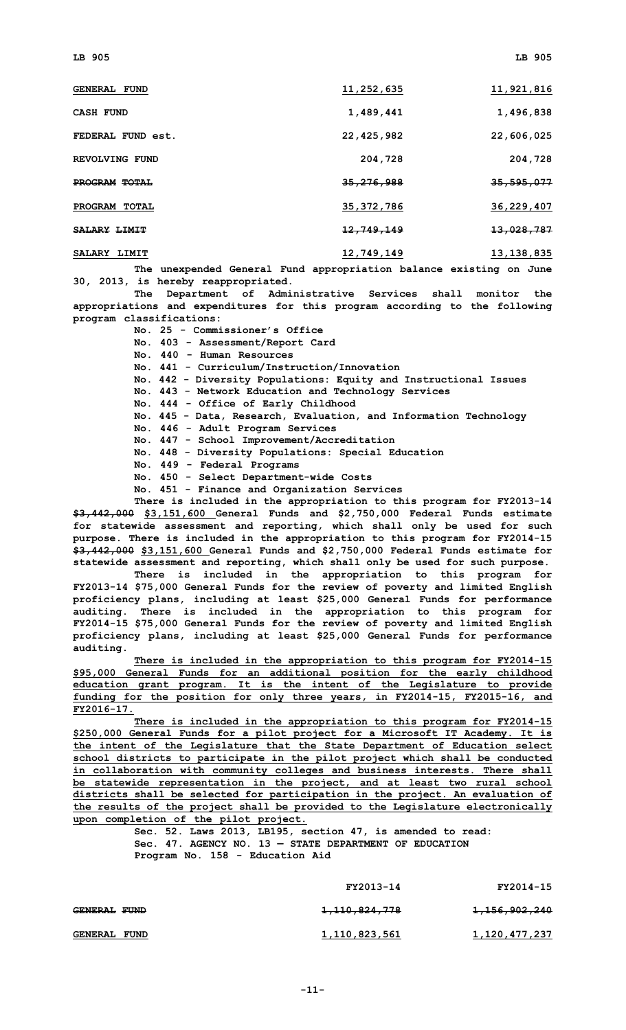| | | |
|---|---|---|
| GENERAL FUND | 11,252,635 | 11,921,816 |
| CASH FUND | 1,489,441 | 1,496,838 |
| FEDERAL FUND est. | 22,425,982 | 22,606,025 |
| REVOLVING FUND | 204,728 | 204,728 |
| ~~PROGRAM TOTAL~~ | ~~35,276,988~~ | ~~35,595,077~~ |
| PROGRAM TOTAL | 35,372,786 | 36,229,407 |
| ~~SALARY LIMIT~~ | ~~12,749,149~~ | ~~13,028,787~~ |
| SALARY LIMIT | 12,749,149 | 13,138,835 |

The unexpended General Fund appropriation balance existing on June 30, 2013, is hereby reappropriated.

The Department of Administrative Services shall monitor the appropriations and expenditures for this program according to the following program classifications:

No. 25 - Commissioner's Office
No. 403 - Assessment/Report Card
No. 440 - Human Resources
No. 441 - Curriculum/Instruction/Innovation
No. 442 - Diversity Populations: Equity and Instructional Issues
No. 443 - Network Education and Technology Services
No. 444 - Office of Early Childhood
No. 445 - Data, Research, Evaluation, and Information Technology
No. 446 - Adult Program Services
No. 447 - School Improvement/Accreditation
No. 448 - Diversity Populations: Special Education
No. 449 - Federal Programs
No. 450 - Select Department-wide Costs
No. 451 - Finance and Organization Services

There is included in the appropriation to this program for FY2013-14 ~~$3,442,000~~ $3,151,600 General Funds and $2,750,000 Federal Funds estimate for statewide assessment and reporting, which shall only be used for such purpose. There is included in the appropriation to this program for FY2014-15 ~~$3,442,000~~ $3,151,600 General Funds and $2,750,000 Federal Funds estimate for statewide assessment and reporting, which shall only be used for such purpose.

There is included in the appropriation to this program for FY2013-14 $75,000 General Funds for the review of poverty and limited English proficiency plans, including at least $25,000 General Funds for performance auditing. There is included in the appropriation to this program for FY2014-15 $75,000 General Funds for the review of poverty and limited English proficiency plans, including at least $25,000 General Funds for performance auditing.

There is included in the appropriation to this program for FY2014-15 $95,000 General Funds for an additional position for the early childhood education grant program. It is the intent of the Legislature to provide funding for the position for only three years, in FY2014-15, FY2015-16, and FY2016-17.

There is included in the appropriation to this program for FY2014-15 $250,000 General Funds for a pilot project for a Microsoft IT Academy. It is the intent of the Legislature that the State Department of Education select school districts to participate in the pilot project which shall be conducted in collaboration with community colleges and business interests. There shall be statewide representation in the project, and at least two rural school districts shall be selected for participation in the project. An evaluation of the results of the project shall be provided to the Legislature electronically upon completion of the pilot project.

Sec. 52. Laws 2013, LB195, section 47, is amended to read:

Sec. 47. AGENCY NO. 13 — STATE DEPARTMENT OF EDUCATION

Program No. 158 - Education Aid

| | FY2013-14 | FY2014-15 |
|---|---|---|
| ~~GENERAL FUND~~ | ~~1,110,824,778~~ | ~~1,156,902,240~~ |
| GENERAL FUND | 1,110,823,561 | 1,120,477,237 |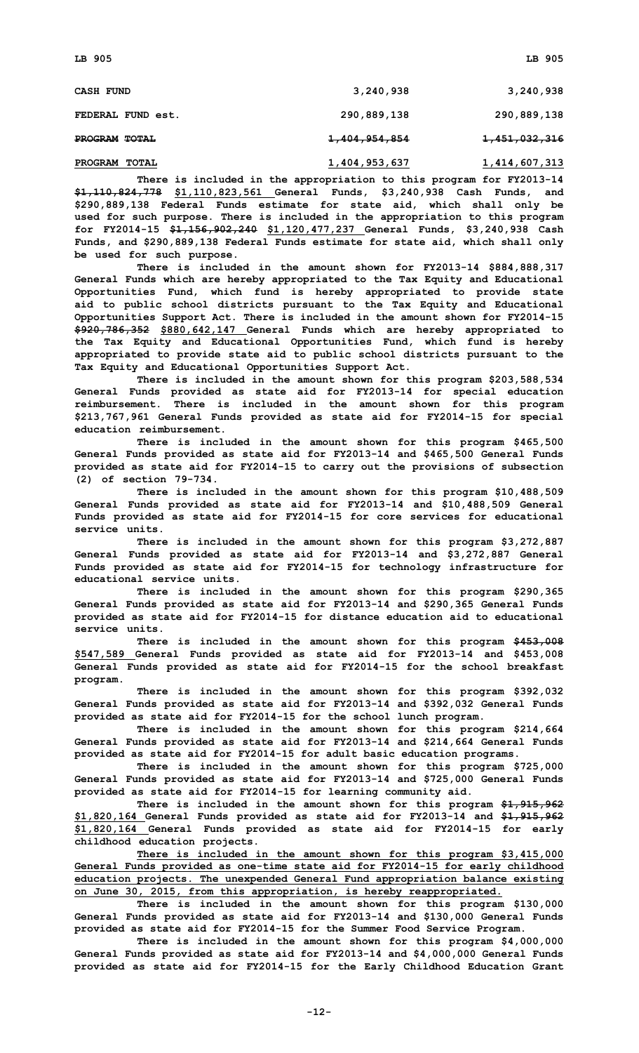| | | |
|---|---|---|
| CASH FUND | 3,240,938 | 3,240,938 |
| FEDERAL FUND est. | 290,889,138 | 290,889,138 |
| ~~PROGRAM TOTAL~~ | ~~1,404,954,854~~ | ~~1,451,032,316~~ |
| PROGRAM TOTAL | 1,404,953,637 | 1,414,607,313 |

There is included in the appropriation to this program for FY2013-14 ~~$1,110,824,778~~ $1,110,823,561 General Funds, $3,240,938 Cash Funds, and $290,889,138 Federal Funds estimate for state aid, which shall only be used for such purpose. There is included in the appropriation to this program for FY2014-15 ~~$1,156,902,240~~ $1,120,477,237 General Funds, $3,240,938 Cash Funds, and $290,889,138 Federal Funds estimate for state aid, which shall only be used for such purpose.

There is included in the amount shown for FY2013-14 $884,888,317 General Funds which are hereby appropriated to the Tax Equity and Educational Opportunities Fund, which fund is hereby appropriated to provide state aid to public school districts pursuant to the Tax Equity and Educational Opportunities Support Act. There is included in the amount shown for FY2014-15 ~~$920,786,352~~ $880,642,147 General Funds which are hereby appropriated to the Tax Equity and Educational Opportunities Fund, which fund is hereby appropriated to provide state aid to public school districts pursuant to the Tax Equity and Educational Opportunities Support Act.

There is included in the amount shown for this program $203,588,534 General Funds provided as state aid for FY2013-14 for special education reimbursement. There is included in the amount shown for this program $213,767,961 General Funds provided as state aid for FY2014-15 for special education reimbursement.

There is included in the amount shown for this program $465,500 General Funds provided as state aid for FY2013-14 and $465,500 General Funds provided as state aid for FY2014-15 to carry out the provisions of subsection (2) of section 79-734.

There is included in the amount shown for this program $10,488,509 General Funds provided as state aid for FY2013-14 and $10,488,509 General Funds provided as state aid for FY2014-15 for core services for educational service units.

There is included in the amount shown for this program $3,272,887 General Funds provided as state aid for FY2013-14 and $3,272,887 General Funds provided as state aid for FY2014-15 for technology infrastructure for educational service units.

There is included in the amount shown for this program $290,365 General Funds provided as state aid for FY2013-14 and $290,365 General Funds provided as state aid for FY2014-15 for distance education aid to educational service units.

There is included in the amount shown for this program ~~$453,008~~ $547,589 General Funds provided as state aid for FY2013-14 and $453,008 General Funds provided as state aid for FY2014-15 for the school breakfast program.

There is included in the amount shown for this program $392,032 General Funds provided as state aid for FY2013-14 and $392,032 General Funds provided as state aid for FY2014-15 for the school lunch program.

There is included in the amount shown for this program $214,664 General Funds provided as state aid for FY2013-14 and $214,664 General Funds provided as state aid for FY2014-15 for adult basic education programs.

There is included in the amount shown for this program $725,000 General Funds provided as state aid for FY2013-14 and $725,000 General Funds provided as state aid for FY2014-15 for learning community aid.

There is included in the amount shown for this program ~~$1,915,962~~ $1,820,164 General Funds provided as state aid for FY2013-14 and ~~$1,915,962~~ $1,820,164 General Funds provided as state aid for FY2014-15 for early childhood education projects.

There is included in the amount shown for this program $3,415,000 General Funds provided as one-time state aid for FY2014-15 for early childhood education projects. The unexpended General Fund appropriation balance existing on June 30, 2015, from this appropriation, is hereby reappropriated.

There is included in the amount shown for this program $130,000 General Funds provided as state aid for FY2013-14 and $130,000 General Funds provided as state aid for FY2014-15 for the Summer Food Service Program.

There is included in the amount shown for this program $4,000,000 General Funds provided as state aid for FY2013-14 and $4,000,000 General Funds provided as state aid for FY2014-15 for the Early Childhood Education Grant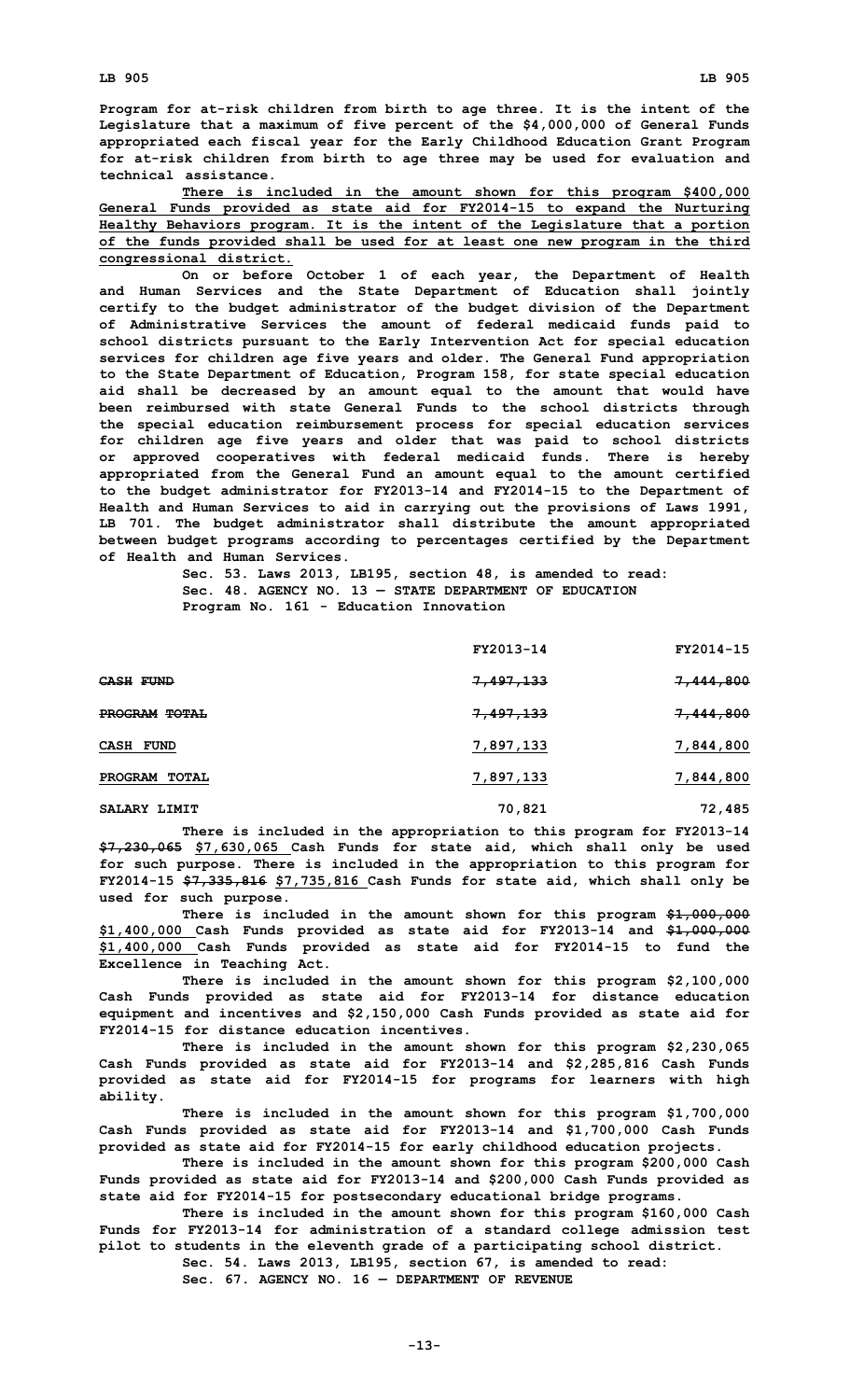Program for at-risk children from birth to age three. It is the intent of the Legislature that a maximum of five percent of the $4,000,000 of General Funds appropriated each fiscal year for the Early Childhood Education Grant Program for at-risk children from birth to age three may be used for evaluation and technical assistance.

<u>There is included in the amount shown for this program $400,000 General Funds provided as state aid for FY2014-15 to expand the Nurturing Healthy Behaviors program. It is the intent of the Legislature that a portion of the funds provided shall be used for at least one new program in the third congressional district.</u>

On or before October 1 of each year, the Department of Health and Human Services and the State Department of Education shall jointly certify to the budget administrator of the budget division of the Department of Administrative Services the amount of federal medicaid funds paid to school districts pursuant to the Early Intervention Act for special education services for children age five years and older. The General Fund appropriation to the State Department of Education, Program 158, for state special education aid shall be decreased by an amount equal to the amount that would have been reimbursed with state General Funds to the school districts through the special education reimbursement process for special education services for children age five years and older that was paid to school districts or approved cooperatives with federal medicaid funds. There is hereby appropriated from the General Fund an amount equal to the amount certified to the budget administrator for FY2013-14 and FY2014-15 to the Department of Health and Human Services to aid in carrying out the provisions of Laws 1991, LB 701. The budget administrator shall distribute the amount appropriated between budget programs according to percentages certified by the Department of Health and Human Services.

Sec. 53. Laws 2013, LB195, section 48, is amended to read:

Sec. 48. AGENCY NO. 13 — STATE DEPARTMENT OF EDUCATION

Program No. 161 - Education Innovation

| | FY2013-14 | FY2014-15 |
|---|---|---|
| ~~CASH FUND~~ | ~~7,497,133~~ | ~~7,444,800~~ |
| ~~PROGRAM TOTAL~~ | ~~7,497,133~~ | ~~7,444,800~~ |
| <u>CASH FUND</u> | <u>7,897,133</u> | <u>7,844,800</u> |
| <u>PROGRAM TOTAL</u> | <u>7,897,133</u> | <u>7,844,800</u> |
| SALARY LIMIT | 70,821 | 72,485 |

There is included in the appropriation to this program for FY2013-14 ~~$7,230,065~~ <u>$7,630,065</u> Cash Funds for state aid, which shall only be used for such purpose. There is included in the appropriation to this program for FY2014-15 ~~$7,335,816~~ <u>$7,735,816</u> Cash Funds for state aid, which shall only be used for such purpose.

There is included in the amount shown for this program ~~$1,000,000~~ <u>$1,400,000</u> Cash Funds provided as state aid for FY2013-14 and ~~$1,000,000~~ <u>$1,400,000</u> Cash Funds provided as state aid for FY2014-15 to fund the Excellence in Teaching Act.

There is included in the amount shown for this program $2,100,000 Cash Funds provided as state aid for FY2013-14 for distance education equipment and incentives and $2,150,000 Cash Funds provided as state aid for FY2014-15 for distance education incentives.

There is included in the amount shown for this program $2,230,065 Cash Funds provided as state aid for FY2013-14 and $2,285,816 Cash Funds provided as state aid for FY2014-15 for programs for learners with high ability.

There is included in the amount shown for this program $1,700,000 Cash Funds provided as state aid for FY2013-14 and $1,700,000 Cash Funds provided as state aid for FY2014-15 for early childhood education projects.

There is included in the amount shown for this program $200,000 Cash Funds provided as state aid for FY2013-14 and $200,000 Cash Funds provided as state aid for FY2014-15 for postsecondary educational bridge programs.

There is included in the amount shown for this program $160,000 Cash Funds for FY2013-14 for administration of a standard college admission test pilot to students in the eleventh grade of a participating school district.

Sec. 54. Laws 2013, LB195, section 67, is amended to read:

Sec. 67. AGENCY NO. 16 — DEPARTMENT OF REVENUE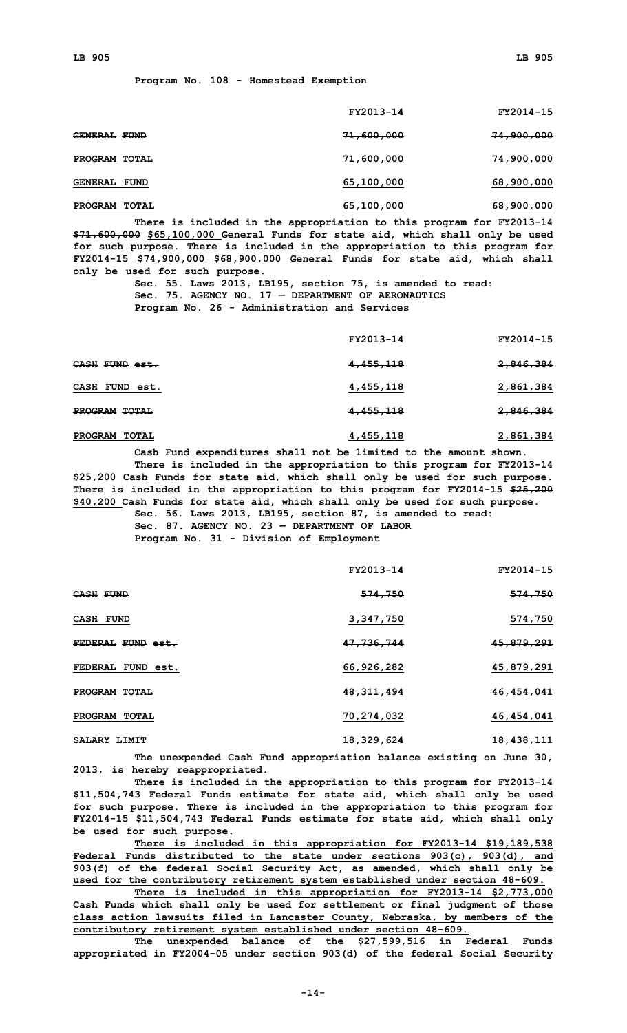Program No. 108 - Homestead Exemption

| | FY2013-14 | FY2014-15 |
|---|---|---|
| ~~GENERAL FUND~~ | ~~71,600,000~~ | ~~74,900,000~~ |
| ~~PROGRAM TOTAL~~ | ~~71,600,000~~ | ~~74,900,000~~ |
| GENERAL FUND | 65,100,000 | 68,900,000 |
| PROGRAM TOTAL | 65,100,000 | 68,900,000 |

There is included in the appropriation to this program for FY2013-14 ~~$71,600,000~~ $65,100,000 General Funds for state aid, which shall only be used for such purpose. There is included in the appropriation to this program for FY2014-15 ~~$74,900,000~~ $68,900,000 General Funds for state aid, which shall only be used for such purpose.

Sec. 55. Laws 2013, LB195, section 75, is amended to read:

Sec. 75. AGENCY NO. 17 — DEPARTMENT OF AERONAUTICS

Program No. 26 - Administration and Services

| | FY2013-14 | FY2014-15 |
|---|---|---|
| ~~CASH FUND est.~~ | ~~4,455,118~~ | ~~2,846,384~~ |
| CASH FUND est. | 4,455,118 | 2,861,384 |
| ~~PROGRAM TOTAL~~ | ~~4,455,118~~ | ~~2,846,384~~ |
| PROGRAM TOTAL | 4,455,118 | 2,861,384 |

Cash Fund expenditures shall not be limited to the amount shown.

There is included in the appropriation to this program for FY2013-14 $25,200 Cash Funds for state aid, which shall only be used for such purpose. There is included in the appropriation to this program for FY2014-15 ~~$25,200~~ $40,200 Cash Funds for state aid, which shall only be used for such purpose.

Sec. 56. Laws 2013, LB195, section 87, is amended to read:

Sec. 87. AGENCY NO. 23 — DEPARTMENT OF LABOR

Program No. 31 - Division of Employment

| | FY2013-14 | FY2014-15 |
|---|---|---|
| ~~CASH FUND~~ | ~~574,750~~ | ~~574,750~~ |
| CASH FUND | 3,347,750 | 574,750 |
| ~~FEDERAL FUND est.~~ | ~~47,736,744~~ | ~~45,879,291~~ |
| FEDERAL FUND est. | 66,926,282 | 45,879,291 |
| ~~PROGRAM TOTAL~~ | ~~48,311,494~~ | ~~46,454,041~~ |
| PROGRAM TOTAL | 70,274,032 | 46,454,041 |
| SALARY LIMIT | 18,329,624 | 18,438,111 |

The unexpended Cash Fund appropriation balance existing on June 30, 2013, is hereby reappropriated.

There is included in the appropriation to this program for FY2013-14 $11,504,743 Federal Funds estimate for state aid, which shall only be used for such purpose. There is included in the appropriation to this program for FY2014-15 $11,504,743 Federal Funds estimate for state aid, which shall only be used for such purpose.

There is included in this appropriation for FY2013-14 $19,189,538 Federal Funds distributed to the state under sections 903(c), 903(d), and 903(f) of the federal Social Security Act, as amended, which shall only be used for the contributory retirement system established under section 48-609.

There is included in this appropriation for FY2013-14 $2,773,000 Cash Funds which shall only be used for settlement or final judgment of those class action lawsuits filed in Lancaster County, Nebraska, by members of the contributory retirement system established under section 48-609.

The unexpended balance of the $27,599,516 in Federal Funds appropriated in FY2004-05 under section 903(d) of the federal Social Security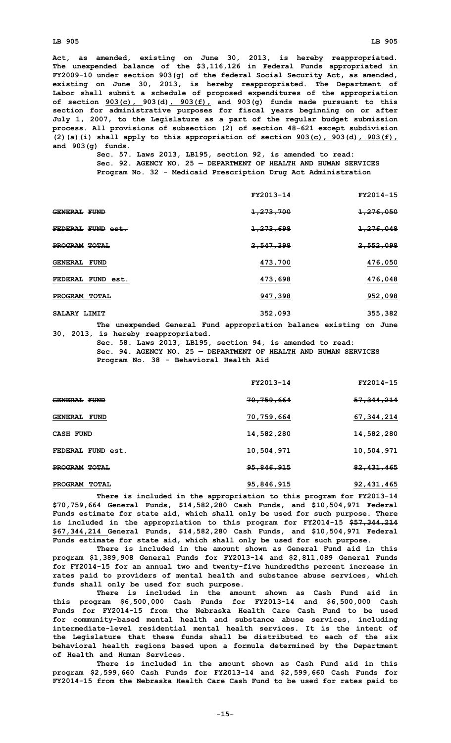**Act, as amended, existing on June 30, 2013, is hereby reappropriated. The unexpended balance of the $3,116,126 in Federal Funds appropriated in FY2009-10 under section 903(g) of the federal Social Security Act, as amended, existing on June 30, 2013, is hereby reappropriated. The Department of Labor shall submit a schedule of proposed expenditures of the appropriation of section 903(c), 903(d), 903(f), and 903(g) funds made pursuant to this section for administrative purposes for fiscal years beginning on or after July 1, 2007, to the Legislature as a part of the regular budget submission process. All provisions of subsection (2) of section 48-621 except subdivision (2)(a)(i) shall apply to this appropriation of section 903(c), 903(d), 903(f), and 903(g) funds.**

**Sec. 57. Laws 2013, LB195, section 92, is amended to read:**

**Sec. 92. AGENCY NO. 25 — DEPARTMENT OF HEALTH AND HUMAN SERVICES**

**Program No. 32 - Medicaid Prescription Drug Act Administration**

| | FY2013-14 | FY2014-15 |
|---|---|---|
| ~~GENERAL FUND~~ | ~~1,273,700~~ | ~~1,276,050~~ |
| ~~FEDERAL FUND est.~~ | ~~1,273,698~~ | ~~1,276,048~~ |
| ~~PROGRAM TOTAL~~ | ~~2,547,398~~ | ~~2,552,098~~ |
| GENERAL FUND | 473,700 | 476,050 |
| FEDERAL FUND est. | 473,698 | 476,048 |
| PROGRAM TOTAL | 947,398 | 952,098 |
| SALARY LIMIT | 352,093 | 355,382 |

**The unexpended General Fund appropriation balance existing on June 30, 2013, is hereby reappropriated.**

**Sec. 58. Laws 2013, LB195, section 94, is amended to read:**

**Sec. 94. AGENCY NO. 25 — DEPARTMENT OF HEALTH AND HUMAN SERVICES**

**Program No. 38 - Behavioral Health Aid**

| | FY2013-14 | FY2014-15 |
|---|---|---|
| ~~GENERAL FUND~~ | ~~70,759,664~~ | ~~57,344,214~~ |
| GENERAL FUND | 70,759,664 | 67,344,214 |
| CASH FUND | 14,582,280 | 14,582,280 |
| FEDERAL FUND est. | 10,504,971 | 10,504,971 |
| ~~PROGRAM TOTAL~~ | ~~95,846,915~~ | ~~82,431,465~~ |
| PROGRAM TOTAL | 95,846,915 | 92,431,465 |

**There is included in the appropriation to this program for FY2013-14 $70,759,664 General Funds, $14,582,280 Cash Funds, and $10,504,971 Federal Funds estimate for state aid, which shall only be used for such purpose. There is included in the appropriation to this program for FY2014-15 ~~$57,344,214~~ $67,344,214 General Funds, $14,582,280 Cash Funds, and $10,504,971 Federal Funds estimate for state aid, which shall only be used for such purpose.**

**There is included in the amount shown as General Fund aid in this program $1,389,908 General Funds for FY2013-14 and $2,811,089 General Funds for FY2014-15 for an annual two and twenty-five hundredths percent increase in rates paid to providers of mental health and substance abuse services, which funds shall only be used for such purpose.**

**There is included in the amount shown as Cash Fund aid in this program $6,500,000 Cash Funds for FY2013-14 and $6,500,000 Cash Funds for FY2014-15 from the Nebraska Health Care Cash Fund to be used for community-based mental health and substance abuse services, including intermediate-level residential mental health services. It is the intent of the Legislature that these funds shall be distributed to each of the six behavioral health regions based upon a formula determined by the Department of Health and Human Services.**

**There is included in the amount shown as Cash Fund aid in this program $2,599,660 Cash Funds for FY2013-14 and $2,599,660 Cash Funds for FY2014-15 from the Nebraska Health Care Cash Fund to be used for rates paid to**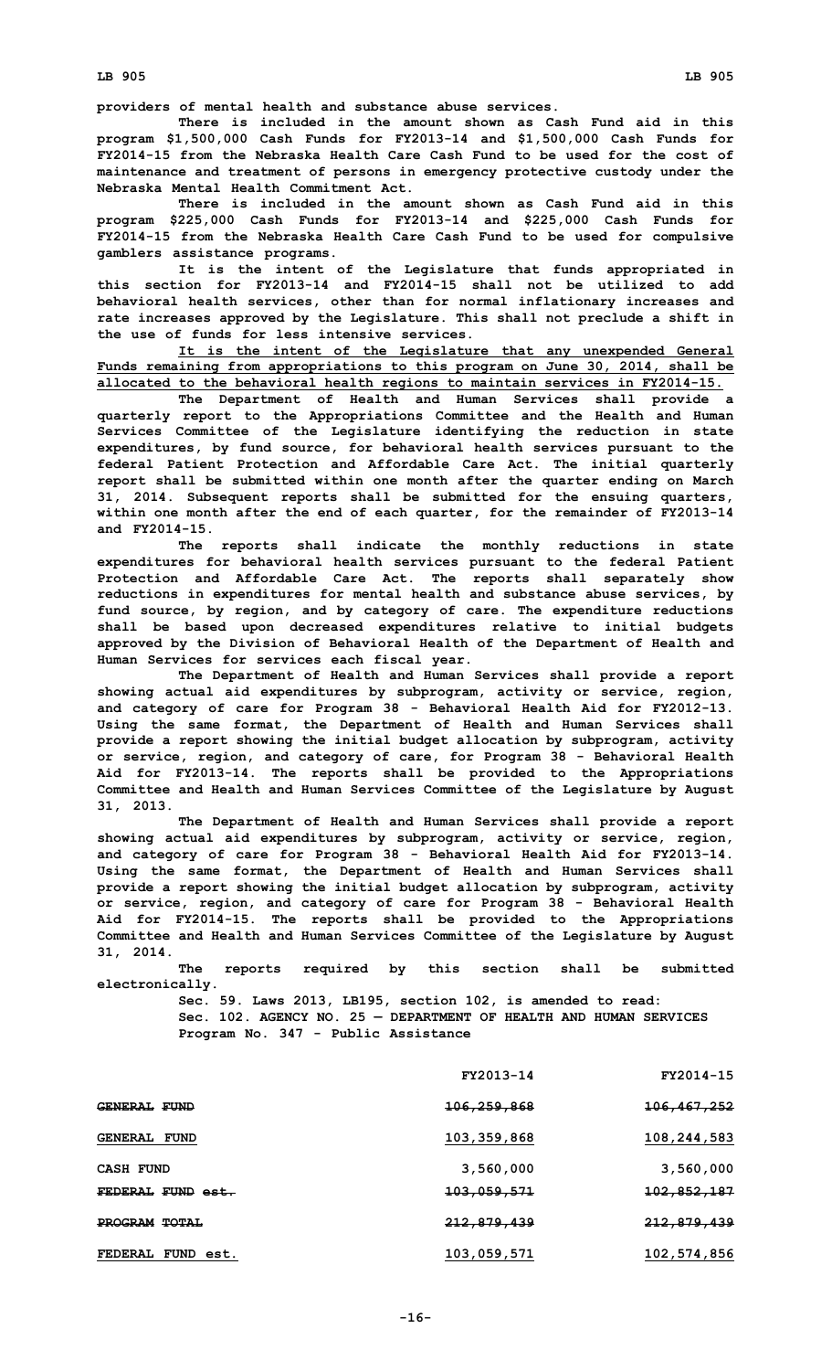providers of mental health and substance abuse services.

There is included in the amount shown as Cash Fund aid in this program $1,500,000 Cash Funds for FY2013-14 and $1,500,000 Cash Funds for FY2014-15 from the Nebraska Health Care Cash Fund to be used for the cost of maintenance and treatment of persons in emergency protective custody under the Nebraska Mental Health Commitment Act.

There is included in the amount shown as Cash Fund aid in this program $225,000 Cash Funds for FY2013-14 and $225,000 Cash Funds for FY2014-15 from the Nebraska Health Care Cash Fund to be used for compulsive gamblers assistance programs.

It is the intent of the Legislature that funds appropriated in this section for FY2013-14 and FY2014-15 shall not be utilized to add behavioral health services, other than for normal inflationary increases and rate increases approved by the Legislature. This shall not preclude a shift in the use of funds for less intensive services.

It is the intent of the Legislature that any unexpended General Funds remaining from appropriations to this program on June 30, 2014, shall be allocated to the behavioral health regions to maintain services in FY2014-15.

The Department of Health and Human Services shall provide a quarterly report to the Appropriations Committee and the Health and Human Services Committee of the Legislature identifying the reduction in state expenditures, by fund source, for behavioral health services pursuant to the federal Patient Protection and Affordable Care Act. The initial quarterly report shall be submitted within one month after the quarter ending on March 31, 2014. Subsequent reports shall be submitted for the ensuing quarters, within one month after the end of each quarter, for the remainder of FY2013-14 and FY2014-15.

The reports shall indicate the monthly reductions in state expenditures for behavioral health services pursuant to the federal Patient Protection and Affordable Care Act. The reports shall separately show reductions in expenditures for mental health and substance abuse services, by fund source, by region, and by category of care. The expenditure reductions shall be based upon decreased expenditures relative to initial budgets approved by the Division of Behavioral Health of the Department of Health and Human Services for services each fiscal year.

The Department of Health and Human Services shall provide a report showing actual aid expenditures by subprogram, activity or service, region, and category of care for Program 38 - Behavioral Health Aid for FY2012-13. Using the same format, the Department of Health and Human Services shall provide a report showing the initial budget allocation by subprogram, activity or service, region, and category of care, for Program 38 - Behavioral Health Aid for FY2013-14. The reports shall be provided to the Appropriations Committee and Health and Human Services Committee of the Legislature by August 31, 2013.

The Department of Health and Human Services shall provide a report showing actual aid expenditures by subprogram, activity or service, region, and category of care for Program 38 - Behavioral Health Aid for FY2013-14. Using the same format, the Department of Health and Human Services shall provide a report showing the initial budget allocation by subprogram, activity or service, region, and category of care for Program 38 - Behavioral Health Aid for FY2014-15. The reports shall be provided to the Appropriations Committee and Health and Human Services Committee of the Legislature by August 31, 2014.

The reports required by this section shall be submitted electronically.

Sec. 59. Laws 2013, LB195, section 102, is amended to read:

Sec. 102. AGENCY NO. 25 — DEPARTMENT OF HEALTH AND HUMAN SERVICES

Program No. 347 - Public Assistance

| | FY2013-14 | FY2014-15 |
|---|---|---|
| ~~GENERAL FUND~~ | ~~106,259,868~~ | ~~106,467,252~~ |
| GENERAL FUND | 103,359,868 | 108,244,583 |
| CASH FUND | 3,560,000 | 3,560,000 |
| ~~FEDERAL FUND est.~~ | ~~103,059,571~~ | ~~102,852,187~~ |
| ~~PROGRAM TOTAL~~ | ~~212,879,439~~ | ~~212,879,439~~ |
| FEDERAL FUND est. | 103,059,571 | 102,574,856 |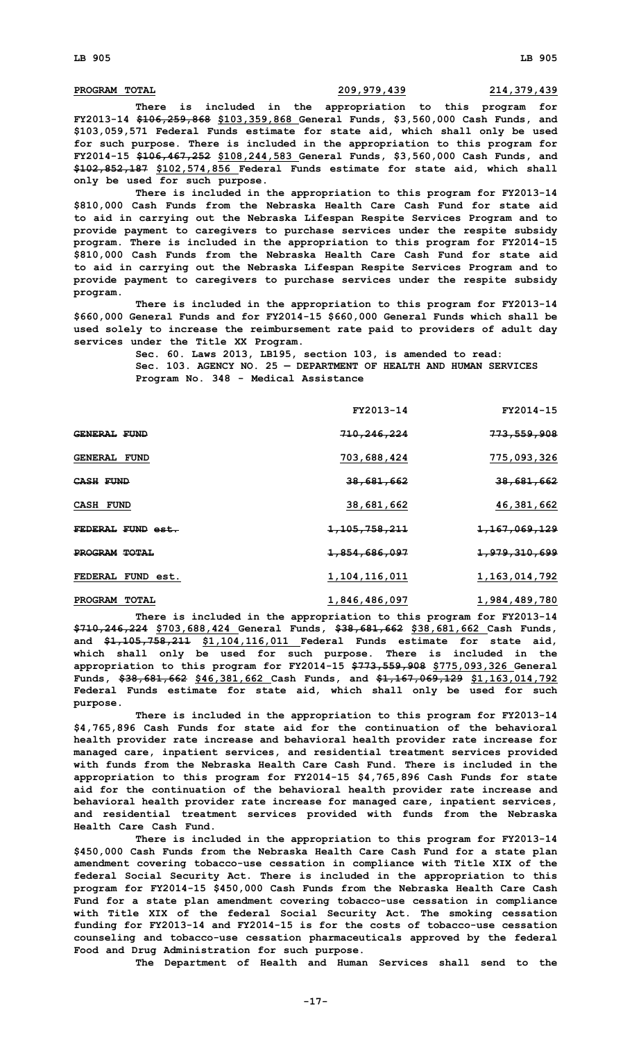| PROGRAM TOTAL | 209,979,439 | 214,379,439 |
|---|---|---|

There is included in the appropriation to this program for FY2013-14 ~~$106,259,868~~ $103,359,868 General Funds, $3,560,000 Cash Funds, and $103,059,571 Federal Funds estimate for state aid, which shall only be used for such purpose. There is included in the appropriation to this program for FY2014-15 ~~$106,467,252~~ $108,244,583 General Funds, $3,560,000 Cash Funds, and ~~$102,852,187~~ $102,574,856 Federal Funds estimate for state aid, which shall only be used for such purpose.

There is included in the appropriation to this program for FY2013-14 $810,000 Cash Funds from the Nebraska Health Care Cash Fund for state aid to aid in carrying out the Nebraska Lifespan Respite Services Program and to provide payment to caregivers to purchase services under the respite subsidy program. There is included in the appropriation to this program for FY2014-15 $810,000 Cash Funds from the Nebraska Health Care Cash Fund for state aid to aid in carrying out the Nebraska Lifespan Respite Services Program and to provide payment to caregivers to purchase services under the respite subsidy program.

There is included in the appropriation to this program for FY2013-14 $660,000 General Funds and for FY2014-15 $660,000 General Funds which shall be used solely to increase the reimbursement rate paid to providers of adult day services under the Title XX Program.

Sec. 60. Laws 2013, LB195, section 103, is amended to read:

Sec. 103. AGENCY NO. 25 — DEPARTMENT OF HEALTH AND HUMAN SERVICES

Program No. 348 - Medical Assistance

| | FY2013-14 | FY2014-15 |
|---|---|---|
| ~~GENERAL FUND~~ | ~~710,246,224~~ | ~~773,559,908~~ |
| GENERAL FUND | 703,688,424 | 775,093,326 |
| ~~CASH FUND~~ | ~~38,681,662~~ | ~~38,681,662~~ |
| CASH FUND | 38,681,662 | 46,381,662 |
| ~~FEDERAL FUND est.~~ | ~~1,105,758,211~~ | ~~1,167,069,129~~ |
| ~~PROGRAM TOTAL~~ | ~~1,854,686,097~~ | ~~1,979,310,699~~ |
| FEDERAL FUND est. | 1,104,116,011 | 1,163,014,792 |
| PROGRAM TOTAL | 1,846,486,097 | 1,984,489,780 |

There is included in the appropriation to this program for FY2013-14 ~~$710,246,224~~ $703,688,424 General Funds, ~~$38,681,662~~ $38,681,662 Cash Funds, and ~~$1,105,758,211~~ $1,104,116,011 Federal Funds estimate for state aid, which shall only be used for such purpose. There is included in the appropriation to this program for FY2014-15 ~~$773,559,908~~ $775,093,326 General Funds, ~~$38,681,662~~ $46,381,662 Cash Funds, and ~~$1,167,069,129~~ $1,163,014,792 Federal Funds estimate for state aid, which shall only be used for such purpose.

There is included in the appropriation to this program for FY2013-14 $4,765,896 Cash Funds for state aid for the continuation of the behavioral health provider rate increase and behavioral health provider rate increase for managed care, inpatient services, and residential treatment services provided with funds from the Nebraska Health Care Cash Fund. There is included in the appropriation to this program for FY2014-15 $4,765,896 Cash Funds for state aid for the continuation of the behavioral health provider rate increase and behavioral health provider rate increase for managed care, inpatient services, and residential treatment services provided with funds from the Nebraska Health Care Cash Fund.

There is included in the appropriation to this program for FY2013-14 $450,000 Cash Funds from the Nebraska Health Care Cash Fund for a state plan amendment covering tobacco-use cessation in compliance with Title XIX of the federal Social Security Act. There is included in the appropriation to this program for FY2014-15 $450,000 Cash Funds from the Nebraska Health Care Cash Fund for a state plan amendment covering tobacco-use cessation in compliance with Title XIX of the federal Social Security Act. The smoking cessation funding for FY2013-14 and FY2014-15 is for the costs of tobacco-use cessation counseling and tobacco-use cessation pharmaceuticals approved by the federal Food and Drug Administration for such purpose.

The Department of Health and Human Services shall send to the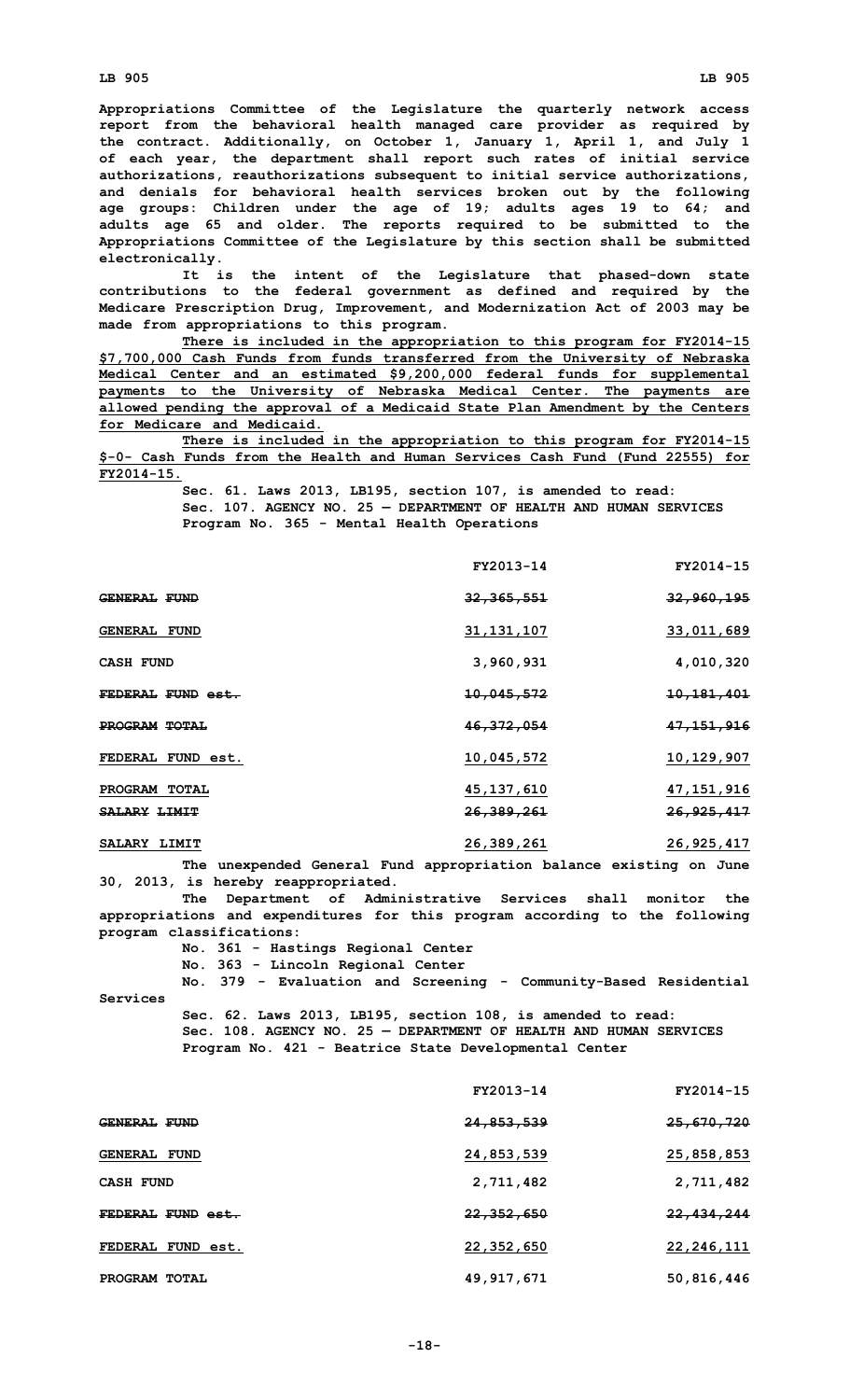Appropriations Committee of the Legislature the quarterly network access report from the behavioral health managed care provider as required by the contract. Additionally, on October 1, January 1, April 1, and July 1 of each year, the department shall report such rates of initial service authorizations, reauthorizations subsequent to initial service authorizations, and denials for behavioral health services broken out by the following age groups: Children under the age of 19; adults ages 19 to 64; and adults age 65 and older. The reports required to be submitted to the Appropriations Committee of the Legislature by this section shall be submitted electronically.

It is the intent of the Legislature that phased-down state contributions to the federal government as defined and required by the Medicare Prescription Drug, Improvement, and Modernization Act of 2003 may be made from appropriations to this program.

There is included in the appropriation to this program for FY2014-15 $7,700,000 Cash Funds from funds transferred from the University of Nebraska Medical Center and an estimated $9,200,000 federal funds for supplemental payments to the University of Nebraska Medical Center. The payments are allowed pending the approval of a Medicaid State Plan Amendment by the Centers for Medicare and Medicaid.

There is included in the appropriation to this program for FY2014-15 $-0- Cash Funds from the Health and Human Services Cash Fund (Fund 22555) for FY2014-15.

Sec. 61. Laws 2013, LB195, section 107, is amended to read:

Sec. 107. AGENCY NO. 25 — DEPARTMENT OF HEALTH AND HUMAN SERVICES

Program No. 365 - Mental Health Operations

| | FY2013-14 | FY2014-15 |
|---|---|---|
| ~~GENERAL FUND~~ | ~~32,365,551~~ | ~~32,960,195~~ |
| GENERAL FUND | 31,131,107 | 33,011,689 |
| CASH FUND | 3,960,931 | 4,010,320 |
| ~~FEDERAL FUND est.~~ | ~~10,045,572~~ | ~~10,181,401~~ |
| ~~PROGRAM TOTAL~~ | ~~46,372,054~~ | ~~47,151,916~~ |
| FEDERAL FUND est. | 10,045,572 | 10,129,907 |
| PROGRAM TOTAL | 45,137,610 | 47,151,916 |
| ~~SALARY LIMIT~~ | ~~26,389,261~~ | ~~26,925,417~~ |
| SALARY LIMIT | 26,389,261 | 26,925,417 |

The unexpended General Fund appropriation balance existing on June 30, 2013, is hereby reappropriated.

The Department of Administrative Services shall monitor the appropriations and expenditures for this program according to the following program classifications:

No. 361 - Hastings Regional Center

No. 363 - Lincoln Regional Center

No. 379 - Evaluation and Screening - Community-Based Residential Services

Sec. 62. Laws 2013, LB195, section 108, is amended to read:

Sec. 108. AGENCY NO. 25 — DEPARTMENT OF HEALTH AND HUMAN SERVICES

Program No. 421 - Beatrice State Developmental Center

| | FY2013-14 | FY2014-15 |
|---|---|---|
| ~~GENERAL FUND~~ | ~~24,853,539~~ | ~~25,670,720~~ |
| GENERAL FUND | 24,853,539 | 25,858,853 |
| CASH FUND | 2,711,482 | 2,711,482 |
| ~~FEDERAL FUND est.~~ | ~~22,352,650~~ | ~~22,434,244~~ |
| FEDERAL FUND est. | 22,352,650 | 22,246,111 |
| PROGRAM TOTAL | 49,917,671 | 50,816,446 |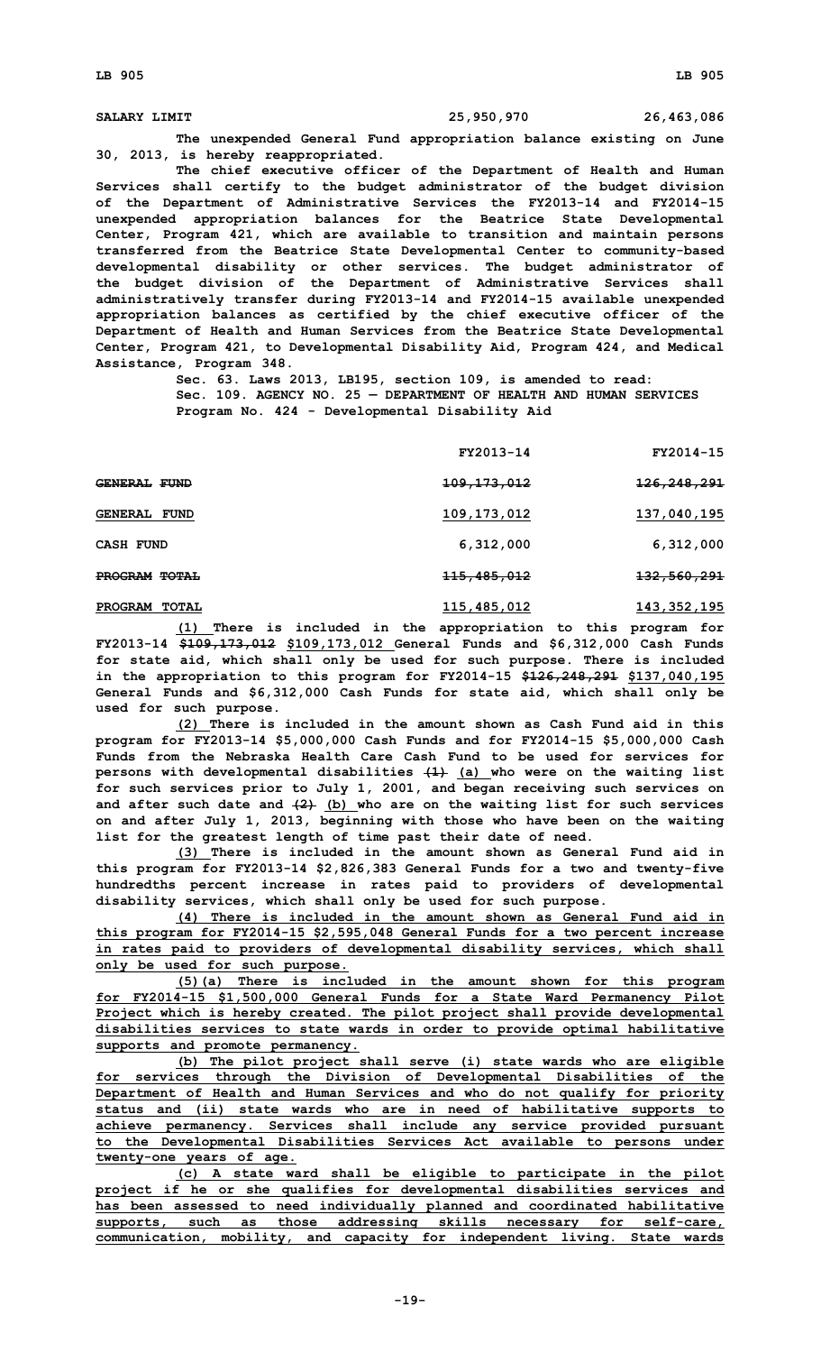| SALARY LIMIT | 25,950,970 | 26,463,086 |
|---|---|---|

The unexpended General Fund appropriation balance existing on June 30, 2013, is hereby reappropriated.

The chief executive officer of the Department of Health and Human Services shall certify to the budget administrator of the budget division of the Department of Administrative Services the FY2013-14 and FY2014-15 unexpended appropriation balances for the Beatrice State Developmental Center, Program 421, which are available to transition and maintain persons transferred from the Beatrice State Developmental Center to community-based developmental disability or other services. The budget administrator of the budget division of the Department of Administrative Services shall administratively transfer during FY2013-14 and FY2014-15 available unexpended appropriation balances as certified by the chief executive officer of the Department of Health and Human Services from the Beatrice State Developmental Center, Program 421, to Developmental Disability Aid, Program 424, and Medical Assistance, Program 348.

Sec. 63. Laws 2013, LB195, section 109, is amended to read:

Sec. 109. AGENCY NO. 25 — DEPARTMENT OF HEALTH AND HUMAN SERVICES

Program No. 424 - Developmental Disability Aid

| | FY2013-14 | FY2014-15 |
|---|---|---|
| ~~GENERAL FUND~~ | ~~109,173,012~~ | ~~126,248,291~~ |
| GENERAL FUND | 109,173,012 | 137,040,195 |
| CASH FUND | 6,312,000 | 6,312,000 |
| ~~PROGRAM TOTAL~~ | ~~115,485,012~~ | ~~132,560,291~~ |
| PROGRAM TOTAL | 115,485,012 | 143,352,195 |

(1) There is included in the appropriation to this program for FY2013-14 ~~$109,173,012~~ $109,173,012 General Funds and $6,312,000 Cash Funds for state aid, which shall only be used for such purpose. There is included in the appropriation to this program for FY2014-15 ~~$126,248,291~~ $137,040,195 General Funds and $6,312,000 Cash Funds for state aid, which shall only be used for such purpose.

(2) There is included in the amount shown as Cash Fund aid in this program for FY2013-14 $5,000,000 Cash Funds and for FY2014-15 $5,000,000 Cash Funds from the Nebraska Health Care Cash Fund to be used for services for persons with developmental disabilities ~~(1)~~ (a) who were on the waiting list for such services prior to July 1, 2001, and began receiving such services on and after such date and ~~(2)~~ (b) who are on the waiting list for such services on and after July 1, 2013, beginning with those who have been on the waiting list for the greatest length of time past their date of need.

(3) There is included in the amount shown as General Fund aid in this program for FY2013-14 $2,826,383 General Funds for a two and twenty-five hundredths percent increase in rates paid to providers of developmental disability services, which shall only be used for such purpose.

(4) There is included in the amount shown as General Fund aid in this program for FY2014-15 $2,595,048 General Funds for a two percent increase in rates paid to providers of developmental disability services, which shall only be used for such purpose.

(5)(a) There is included in the amount shown for this program for FY2014-15 $1,500,000 General Funds for a State Ward Permanency Pilot Project which is hereby created. The pilot project shall provide developmental disabilities services to state wards in order to provide optimal habilitative supports and promote permanency.

(b) The pilot project shall serve (i) state wards who are eligible for services through the Division of Developmental Disabilities of the Department of Health and Human Services and who do not qualify for priority status and (ii) state wards who are in need of habilitative supports to achieve permanency. Services shall include any service provided pursuant to the Developmental Disabilities Services Act available to persons under twenty-one years of age.

(c) A state ward shall be eligible to participate in the pilot project if he or she qualifies for developmental disabilities services and has been assessed to need individually planned and coordinated habilitative supports, such as those addressing skills necessary for self-care, communication, mobility, and capacity for independent living. State wards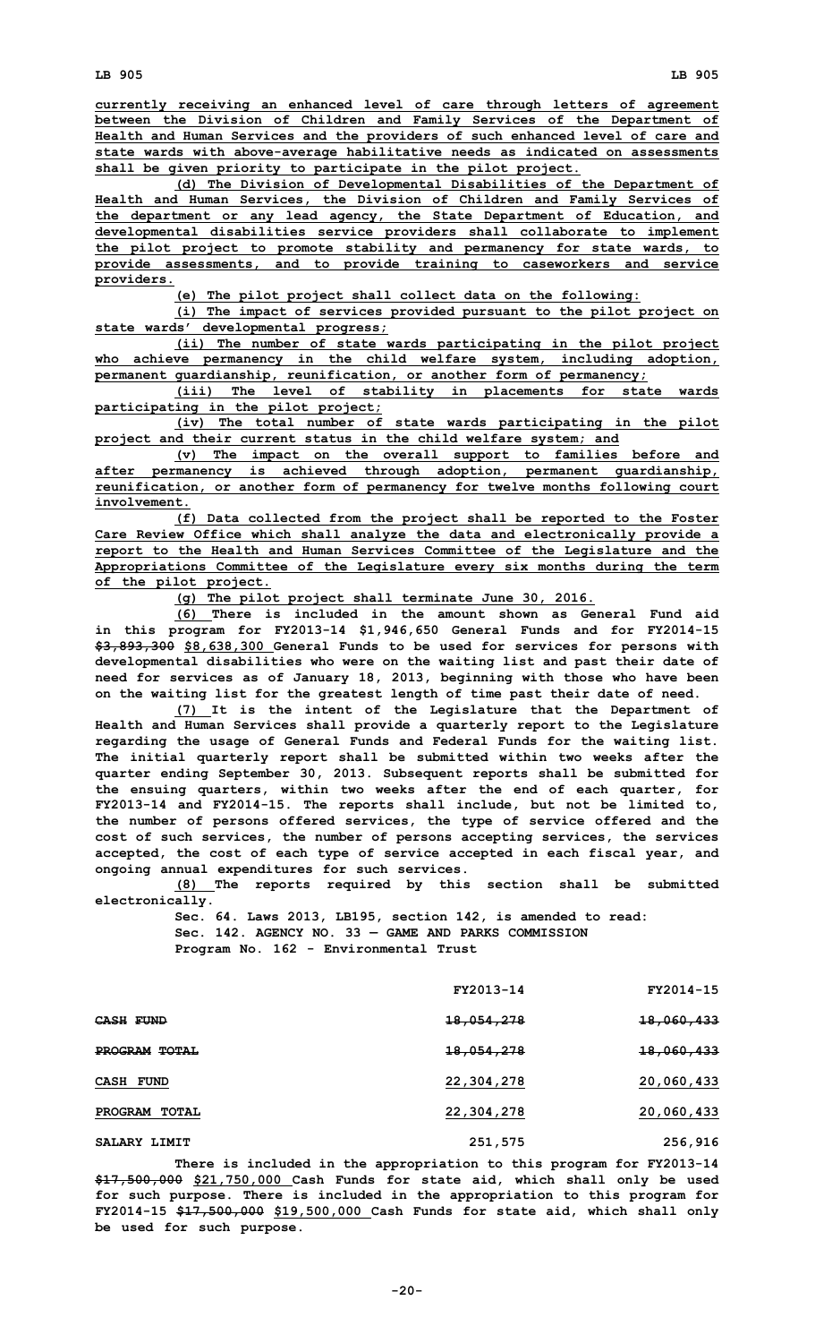currently receiving an enhanced level of care through letters of agreement between the Division of Children and Family Services of the Department of Health and Human Services and the providers of such enhanced level of care and state wards with above-average habilitative needs as indicated on assessments shall be given priority to participate in the pilot project.

(d) The Division of Developmental Disabilities of the Department of Health and Human Services, the Division of Children and Family Services of the department or any lead agency, the State Department of Education, and developmental disabilities service providers shall collaborate to implement the pilot project to promote stability and permanency for state wards, to provide assessments, and to provide training to caseworkers and service providers.

(e) The pilot project shall collect data on the following:

(i) The impact of services provided pursuant to the pilot project on state wards' developmental progress;

(ii) The number of state wards participating in the pilot project who achieve permanency in the child welfare system, including adoption, permanent guardianship, reunification, or another form of permanency;

(iii) The level of stability in placements for state wards participating in the pilot project;

(iv) The total number of state wards participating in the pilot project and their current status in the child welfare system; and

(v) The impact on the overall support to families before and after permanency is achieved through adoption, permanent guardianship, reunification, or another form of permanency for twelve months following court involvement.

(f) Data collected from the project shall be reported to the Foster Care Review Office which shall analyze the data and electronically provide a report to the Health and Human Services Committee of the Legislature and the Appropriations Committee of the Legislature every six months during the term of the pilot project.

(g) The pilot project shall terminate June 30, 2016.

(6) There is included in the amount shown as General Fund aid in this program for FY2013-14 $1,946,650 General Funds and for FY2014-15 ~~$3,893,300~~ $8,638,300 General Funds to be used for services for persons with developmental disabilities who were on the waiting list and past their date of need for services as of January 18, 2013, beginning with those who have been on the waiting list for the greatest length of time past their date of need.

(7) It is the intent of the Legislature that the Department of Health and Human Services shall provide a quarterly report to the Legislature regarding the usage of General Funds and Federal Funds for the waiting list. The initial quarterly report shall be submitted within two weeks after the quarter ending September 30, 2013. Subsequent reports shall be submitted for the ensuing quarters, within two weeks after the end of each quarter, for FY2013-14 and FY2014-15. The reports shall include, but not be limited to, the number of persons offered services, the type of service offered and the cost of such services, the number of persons accepting services, the services accepted, the cost of each type of service accepted in each fiscal year, and ongoing annual expenditures for such services.

(8) The reports required by this section shall be submitted electronically.

Sec. 64. Laws 2013, LB195, section 142, is amended to read:

Sec. 142. AGENCY NO. 33 — GAME AND PARKS COMMISSION

Program No. 162 - Environmental Trust

| | FY2013-14 | FY2014-15 |
|---|---|---|
| ~~CASH FUND~~ | ~~18,054,278~~ | ~~18,060,433~~ |
| ~~PROGRAM TOTAL~~ | ~~18,054,278~~ | ~~18,060,433~~ |
| CASH FUND | 22,304,278 | 20,060,433 |
| PROGRAM TOTAL | 22,304,278 | 20,060,433 |
| SALARY LIMIT | 251,575 | 256,916 |

There is included in the appropriation to this program for FY2013-14 ~~$17,500,000~~ $21,750,000 Cash Funds for state aid, which shall only be used for such purpose. There is included in the appropriation to this program for FY2014-15 ~~$17,500,000~~ $19,500,000 Cash Funds for state aid, which shall only be used for such purpose.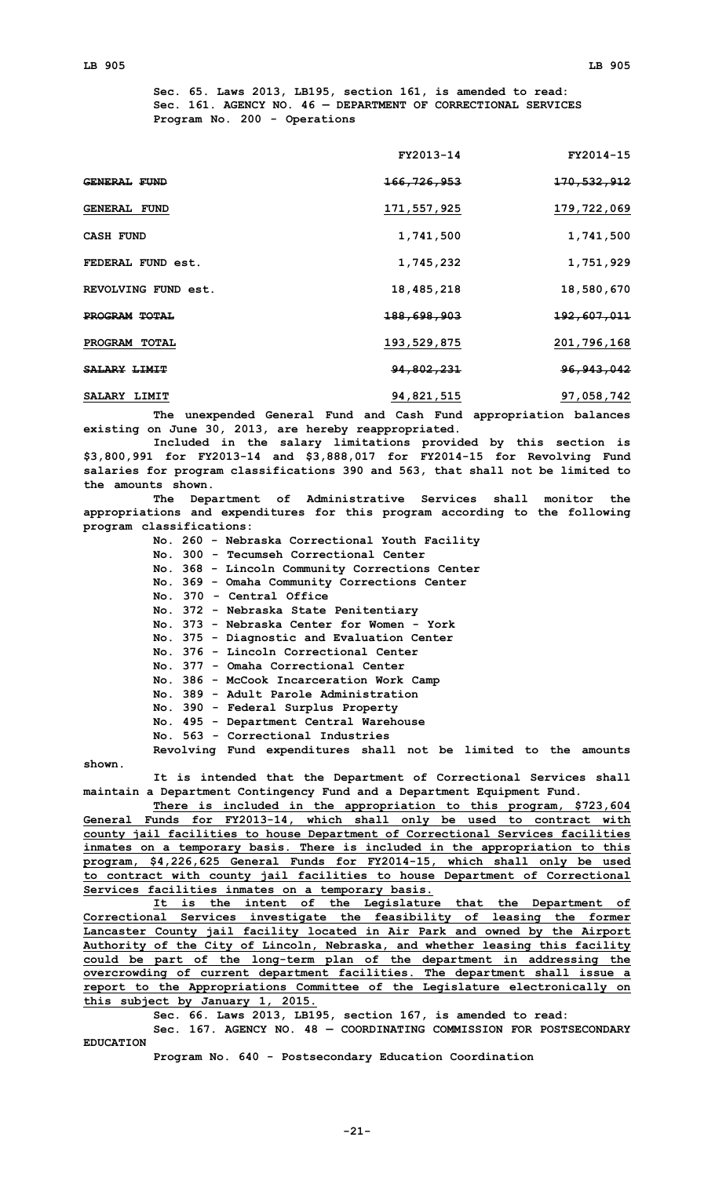Sec. 65. Laws 2013, LB195, section 161, is amended to read:

Sec. 161. AGENCY NO. 46 — DEPARTMENT OF CORRECTIONAL SERVICES

Program No. 200 - Operations

| | FY2013-14 | FY2014-15 |
|---|---|---|
| ~~GENERAL FUND~~ | ~~166,726,953~~ | ~~170,532,912~~ |
| GENERAL FUND | 171,557,925 | 179,722,069 |
| CASH FUND | 1,741,500 | 1,741,500 |
| FEDERAL FUND est. | 1,745,232 | 1,751,929 |
| REVOLVING FUND est. | 18,485,218 | 18,580,670 |
| ~~PROGRAM TOTAL~~ | ~~188,698,903~~ | ~~192,607,011~~ |
| PROGRAM TOTAL | 193,529,875 | 201,796,168 |
| ~~SALARY LIMIT~~ | ~~94,802,231~~ | ~~96,943,042~~ |
| SALARY LIMIT | 94,821,515 | 97,058,742 |

The unexpended General Fund and Cash Fund appropriation balances existing on June 30, 2013, are hereby reappropriated.

Included in the salary limitations provided by this section is $3,800,991 for FY2013-14 and $3,888,017 for FY2014-15 for Revolving Fund salaries for program classifications 390 and 563, that shall not be limited to the amounts shown.

The Department of Administrative Services shall monitor the appropriations and expenditures for this program according to the following program classifications:

No. 260 - Nebraska Correctional Youth Facility
No. 300 - Tecumseh Correctional Center
No. 368 - Lincoln Community Corrections Center
No. 369 - Omaha Community Corrections Center
No. 370 - Central Office
No. 372 - Nebraska State Penitentiary
No. 373 - Nebraska Center for Women - York
No. 375 - Diagnostic and Evaluation Center
No. 376 - Lincoln Correctional Center
No. 377 - Omaha Correctional Center
No. 386 - McCook Incarceration Work Camp
No. 389 - Adult Parole Administration
No. 390 - Federal Surplus Property
No. 495 - Department Central Warehouse
No. 563 - Correctional Industries

Revolving Fund expenditures shall not be limited to the amounts shown.

It is intended that the Department of Correctional Services shall maintain a Department Contingency Fund and a Department Equipment Fund.

<u>There is included in the appropriation to this program, $723,604 General Funds for FY2013-14, which shall only be used to contract with county jail facilities to house Department of Correctional Services facilities inmates on a temporary basis. There is included in the appropriation to this program, $4,226,625 General Funds for FY2014-15, which shall only be used to contract with county jail facilities to house Department of Correctional Services facilities inmates on a temporary basis.</u>

<u>It is the intent of the Legislature that the Department of Correctional Services investigate the feasibility of leasing the former Lancaster County jail facility located in Air Park and owned by the Airport Authority of the City of Lincoln, Nebraska, and whether leasing this facility could be part of the long-term plan of the department in addressing the overcrowding of current department facilities. The department shall issue a report to the Appropriations Committee of the Legislature electronically on this subject by January 1, 2015.</u>

Sec. 66. Laws 2013, LB195, section 167, is amended to read:

Sec. 167. AGENCY NO. 48 — COORDINATING COMMISSION FOR POSTSECONDARY EDUCATION

Program No. 640 - Postsecondary Education Coordination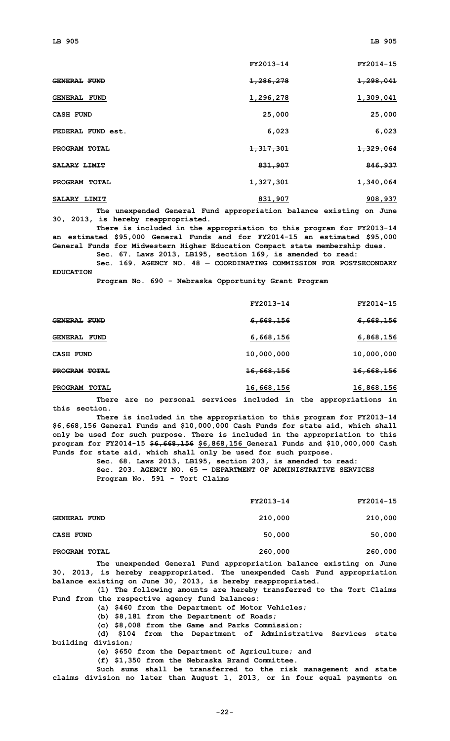| | FY2013-14 | FY2014-15 |
|---|---|---|
| ~~GENERAL FUND~~ | ~~1,286,278~~ | ~~1,298,041~~ |
| GENERAL FUND | 1,296,278 | 1,309,041 |
| CASH FUND | 25,000 | 25,000 |
| FEDERAL FUND est. | 6,023 | 6,023 |
| ~~PROGRAM TOTAL~~ | ~~1,317,301~~ | ~~1,329,064~~ |
| ~~SALARY LIMIT~~ | ~~831,907~~ | ~~846,937~~ |
| PROGRAM TOTAL | 1,327,301 | 1,340,064 |
| SALARY LIMIT | 831,907 | 908,937 |

**The unexpended General Fund appropriation balance existing on June 30, 2013, is hereby reappropriated.**

**There is included in the appropriation to this program for FY2013-14 an estimated $95,000 General Funds and for FY2014-15 an estimated $95,000 General Funds for Midwestern Higher Education Compact state membership dues.**

**Sec. 67. Laws 2013, LB195, section 169, is amended to read:**

**Sec. 169. AGENCY NO. 48 — COORDINATING COMMISSION FOR POSTSECONDARY EDUCATION**

**Program No. 690 - Nebraska Opportunity Grant Program**

| | FY2013-14 | FY2014-15 |
|---|---|---|
| ~~GENERAL FUND~~ | ~~6,668,156~~ | ~~6,668,156~~ |
| GENERAL FUND | 6,668,156 | 6,868,156 |
| CASH FUND | 10,000,000 | 10,000,000 |
| ~~PROGRAM TOTAL~~ | ~~16,668,156~~ | ~~16,668,156~~ |
| PROGRAM TOTAL | 16,668,156 | 16,868,156 |

**There are no personal services included in the appropriations in this section.**

**There is included in the appropriation to this program for FY2013-14 $6,668,156 General Funds and $10,000,000 Cash Funds for state aid, which shall only be used for such purpose. There is included in the appropriation to this program for FY2014-15 ~~$6,668,156~~ $6,868,156 General Funds and $10,000,000 Cash Funds for state aid, which shall only be used for such purpose.**

**Sec. 68. Laws 2013, LB195, section 203, is amended to read:**

**Sec. 203. AGENCY NO. 65 — DEPARTMENT OF ADMINISTRATIVE SERVICES**

**Program No. 591 - Tort Claims**

| | FY2013-14 | FY2014-15 |
|---|---|---|
| GENERAL FUND | 210,000 | 210,000 |
| CASH FUND | 50,000 | 50,000 |
| PROGRAM TOTAL | 260,000 | 260,000 |

**The unexpended General Fund appropriation balance existing on June 30, 2013, is hereby reappropriated. The unexpended Cash Fund appropriation balance existing on June 30, 2013, is hereby reappropriated.**

**(1) The following amounts are hereby transferred to the Tort Claims Fund from the respective agency fund balances:**

**(a) $460 from the Department of Motor Vehicles;**

**(b) $8,181 from the Department of Roads;**

**(c) $8,008 from the Game and Parks Commission;**

**(d) $104 from the Department of Administrative Services state building division;**

**(e) $650 from the Department of Agriculture; and**

**(f) $1,350 from the Nebraska Brand Committee.**

**Such sums shall be transferred to the risk management and state claims division no later than August 1, 2013, or in four equal payments on**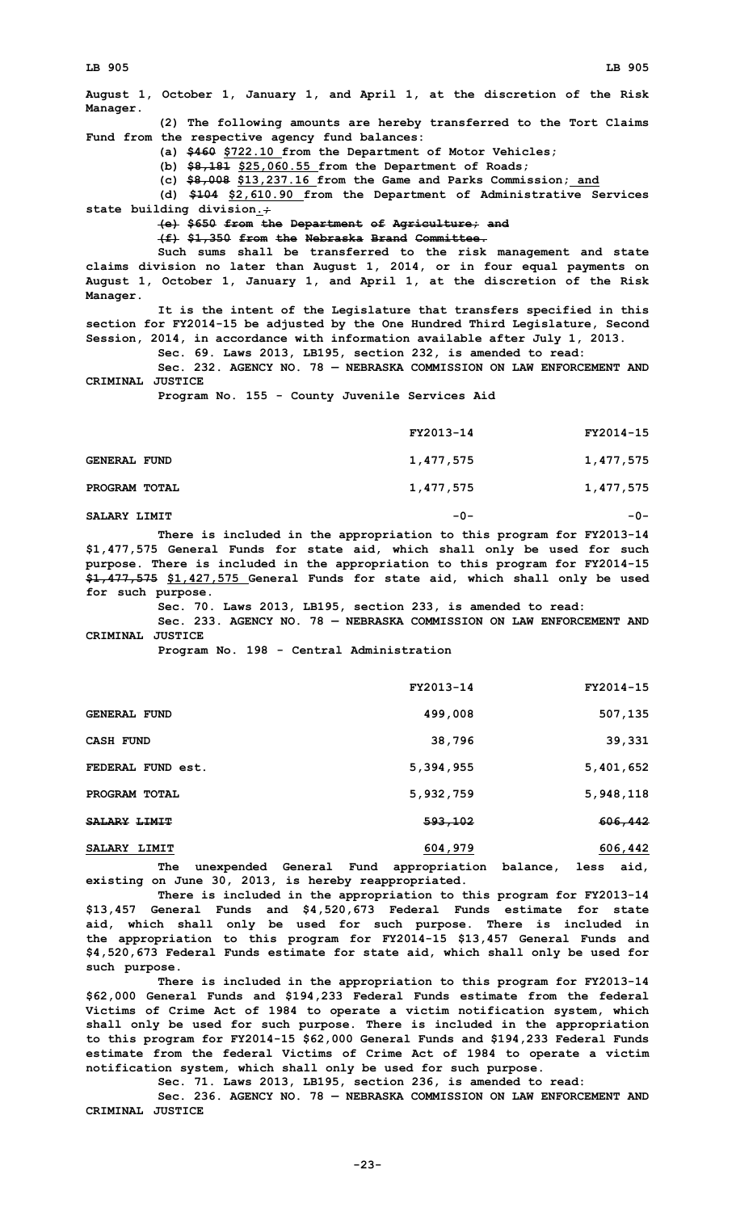August 1, October 1, January 1, and April 1, at the discretion of the Risk Manager.

(2) The following amounts are hereby transferred to the Tort Claims Fund from the respective agency fund balances:

(a) ~~$460~~ $722.10 from the Department of Motor Vehicles;

(b) ~~$8,181~~ $25,060.55 from the Department of Roads;

(c) ~~$8,008~~ $13,237.16 from the Game and Parks Commission; and

(d) ~~$104~~ $2,610.90 from the Department of Administrative Services state building division.~~;~~

~~(e) $650 from the Department of Agriculture; and~~

~~(f) $1,350 from the Nebraska Brand Committee.~~

Such sums shall be transferred to the risk management and state claims division no later than August 1, 2014, or in four equal payments on August 1, October 1, January 1, and April 1, at the discretion of the Risk Manager.

It is the intent of the Legislature that transfers specified in this section for FY2014-15 be adjusted by the One Hundred Third Legislature, Second Session, 2014, in accordance with information available after July 1, 2013.

Sec. 69. Laws 2013, LB195, section 232, is amended to read:

Sec. 232. AGENCY NO. 78 — NEBRASKA COMMISSION ON LAW ENFORCEMENT AND CRIMINAL JUSTICE

Program No. 155 - County Juvenile Services Aid

| | FY2013-14 | FY2014-15 |
|---|---|---|
| GENERAL FUND | 1,477,575 | 1,477,575 |
| PROGRAM TOTAL | 1,477,575 | 1,477,575 |
| SALARY LIMIT | -0- | -0- |

There is included in the appropriation to this program for FY2013-14 $1,477,575 General Funds for state aid, which shall only be used for such purpose. There is included in the appropriation to this program for FY2014-15 ~~$1,477,575~~ $1,427,575 General Funds for state aid, which shall only be used for such purpose.

Sec. 70. Laws 2013, LB195, section 233, is amended to read:

Sec. 233. AGENCY NO. 78 — NEBRASKA COMMISSION ON LAW ENFORCEMENT AND CRIMINAL JUSTICE

Program No. 198 - Central Administration

| | FY2013-14 | FY2014-15 |
|---|---|---|
| GENERAL FUND | 499,008 | 507,135 |
| CASH FUND | 38,796 | 39,331 |
| FEDERAL FUND est. | 5,394,955 | 5,401,652 |
| PROGRAM TOTAL | 5,932,759 | 5,948,118 |
| ~~SALARY LIMIT~~ | ~~593,102~~ | ~~606,442~~ |
| SALARY LIMIT | 604,979 | 606,442 |

The unexpended General Fund appropriation balance, less aid, existing on June 30, 2013, is hereby reappropriated.

There is included in the appropriation to this program for FY2013-14 $13,457 General Funds and $4,520,673 Federal Funds estimate for state aid, which shall only be used for such purpose. There is included in the appropriation to this program for FY2014-15 $13,457 General Funds and $4,520,673 Federal Funds estimate for state aid, which shall only be used for such purpose.

There is included in the appropriation to this program for FY2013-14 $62,000 General Funds and $194,233 Federal Funds estimate from the federal Victims of Crime Act of 1984 to operate a victim notification system, which shall only be used for such purpose. There is included in the appropriation to this program for FY2014-15 $62,000 General Funds and $194,233 Federal Funds estimate from the federal Victims of Crime Act of 1984 to operate a victim notification system, which shall only be used for such purpose.

Sec. 71. Laws 2013, LB195, section 236, is amended to read:

Sec. 236. AGENCY NO. 78 — NEBRASKA COMMISSION ON LAW ENFORCEMENT AND CRIMINAL JUSTICE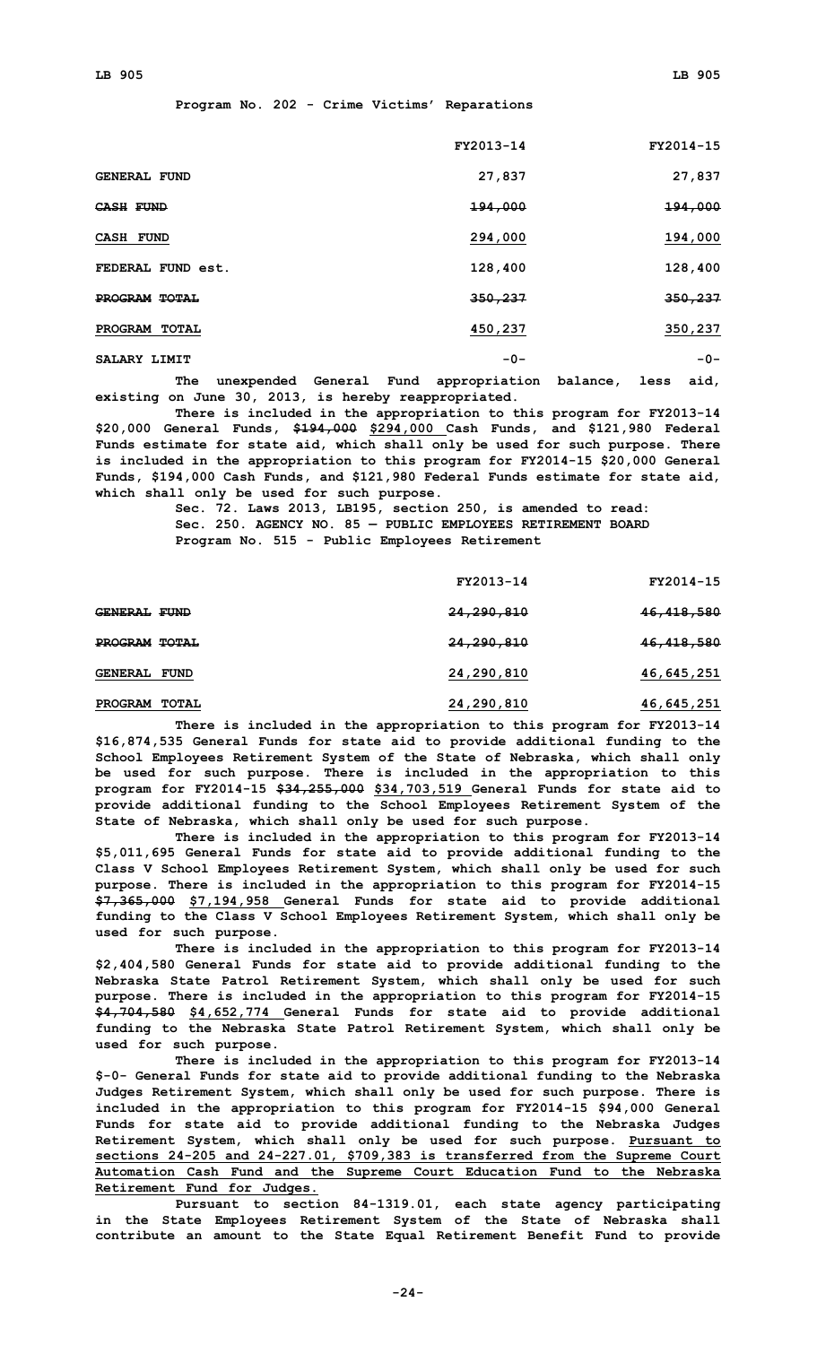**Program No. 202 - Crime Victims' Reparations**

| | FY2013-14 | FY2014-15 |
|---|---|---|
| GENERAL FUND | 27,837 | 27,837 |
| ~~CASH FUND~~ | ~~194,000~~ | ~~194,000~~ |
| CASH FUND | 294,000 | 194,000 |
| FEDERAL FUND est. | 128,400 | 128,400 |
| ~~PROGRAM TOTAL~~ | ~~350,237~~ | ~~350,237~~ |
| PROGRAM TOTAL | 450,237 | 350,237 |
| SALARY LIMIT | -0- | -0- |

The unexpended General Fund appropriation balance, less aid, existing on June 30, 2013, is hereby reappropriated.

There is included in the appropriation to this program for FY2013-14 $20,000 General Funds, ~~$194,000~~ $294,000 Cash Funds, and $121,980 Federal Funds estimate for state aid, which shall only be used for such purpose. There is included in the appropriation to this program for FY2014-15 $20,000 General Funds, $194,000 Cash Funds, and $121,980 Federal Funds estimate for state aid, which shall only be used for such purpose.

Sec. 72. Laws 2013, LB195, section 250, is amended to read:

Sec. 250. AGENCY NO. 85 — PUBLIC EMPLOYEES RETIREMENT BOARD

**Program No. 515 - Public Employees Retirement**

| | FY2013-14 | FY2014-15 |
|---|---|---|
| ~~GENERAL FUND~~ | ~~24,290,810~~ | ~~46,418,580~~ |
| ~~PROGRAM TOTAL~~ | ~~24,290,810~~ | ~~46,418,580~~ |
| GENERAL FUND | 24,290,810 | 46,645,251 |
| PROGRAM TOTAL | 24,290,810 | 46,645,251 |

There is included in the appropriation to this program for FY2013-14 $16,874,535 General Funds for state aid to provide additional funding to the School Employees Retirement System of the State of Nebraska, which shall only be used for such purpose. There is included in the appropriation to this program for FY2014-15 ~~$34,255,000~~ $34,703,519 General Funds for state aid to provide additional funding to the School Employees Retirement System of the State of Nebraska, which shall only be used for such purpose.

There is included in the appropriation to this program for FY2013-14 $5,011,695 General Funds for state aid to provide additional funding to the Class V School Employees Retirement System, which shall only be used for such purpose. There is included in the appropriation to this program for FY2014-15 ~~$7,365,000~~ $7,194,958 General Funds for state aid to provide additional funding to the Class V School Employees Retirement System, which shall only be used for such purpose.

There is included in the appropriation to this program for FY2013-14 $2,404,580 General Funds for state aid to provide additional funding to the Nebraska State Patrol Retirement System, which shall only be used for such purpose. There is included in the appropriation to this program for FY2014-15 ~~$4,704,580~~ $4,652,774 General Funds for state aid to provide additional funding to the Nebraska State Patrol Retirement System, which shall only be used for such purpose.

There is included in the appropriation to this program for FY2013-14 $-0- General Funds for state aid to provide additional funding to the Nebraska Judges Retirement System, which shall only be used for such purpose. There is included in the appropriation to this program for FY2014-15 $94,000 General Funds for state aid to provide additional funding to the Nebraska Judges Retirement System, which shall only be used for such purpose. Pursuant to sections 24-205 and 24-227.01, $709,383 is transferred from the Supreme Court Automation Cash Fund and the Supreme Court Education Fund to the Nebraska Retirement Fund for Judges.

Pursuant to section 84-1319.01, each state agency participating in the State Employees Retirement System of the State of Nebraska shall contribute an amount to the State Equal Retirement Benefit Fund to provide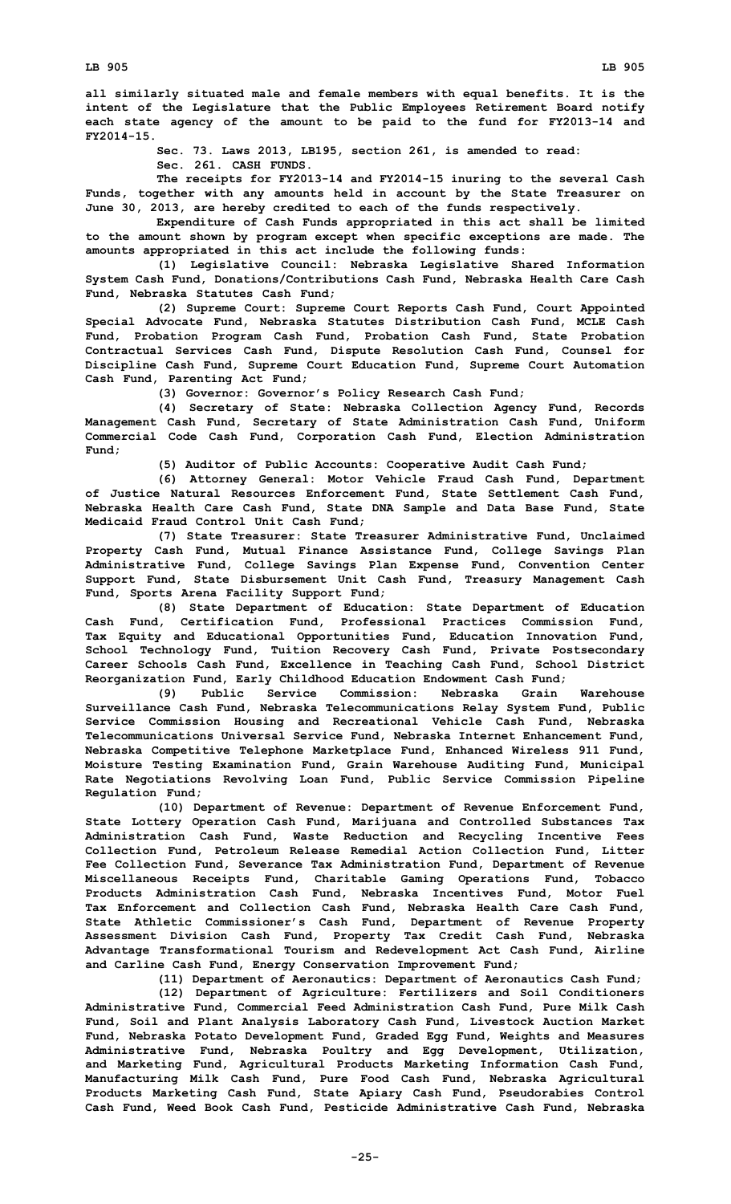**all similarly situated male and female members with equal benefits. It is the intent of the Legislature that the Public Employees Retirement Board notify each state agency of the amount to be paid to the fund for FY2013-14 and FY2014-15.**

**Sec. 73. Laws 2013, LB195, section 261, is amended to read:**

**Sec. 261. CASH FUNDS.**

**The receipts for FY2013-14 and FY2014-15 inuring to the several Cash Funds, together with any amounts held in account by the State Treasurer on June 30, 2013, are hereby credited to each of the funds respectively.**

**Expenditure of Cash Funds appropriated in this act shall be limited to the amount shown by program except when specific exceptions are made. The amounts appropriated in this act include the following funds:**

**(1) Legislative Council: Nebraska Legislative Shared Information System Cash Fund, Donations/Contributions Cash Fund, Nebraska Health Care Cash Fund, Nebraska Statutes Cash Fund;**

**(2) Supreme Court: Supreme Court Reports Cash Fund, Court Appointed Special Advocate Fund, Nebraska Statutes Distribution Cash Fund, MCLE Cash Fund, Probation Program Cash Fund, Probation Cash Fund, State Probation Contractual Services Cash Fund, Dispute Resolution Cash Fund, Counsel for Discipline Cash Fund, Supreme Court Education Fund, Supreme Court Automation Cash Fund, Parenting Act Fund;**

**(3) Governor: Governor's Policy Research Cash Fund;**

**(4) Secretary of State: Nebraska Collection Agency Fund, Records Management Cash Fund, Secretary of State Administration Cash Fund, Uniform Commercial Code Cash Fund, Corporation Cash Fund, Election Administration Fund;**

**(5) Auditor of Public Accounts: Cooperative Audit Cash Fund;**

**(6) Attorney General: Motor Vehicle Fraud Cash Fund, Department of Justice Natural Resources Enforcement Fund, State Settlement Cash Fund, Nebraska Health Care Cash Fund, State DNA Sample and Data Base Fund, State Medicaid Fraud Control Unit Cash Fund;**

**(7) State Treasurer: State Treasurer Administrative Fund, Unclaimed Property Cash Fund, Mutual Finance Assistance Fund, College Savings Plan Administrative Fund, College Savings Plan Expense Fund, Convention Center Support Fund, State Disbursement Unit Cash Fund, Treasury Management Cash Fund, Sports Arena Facility Support Fund;**

**(8) State Department of Education: State Department of Education Cash Fund, Certification Fund, Professional Practices Commission Fund, Tax Equity and Educational Opportunities Fund, Education Innovation Fund, School Technology Fund, Tuition Recovery Cash Fund, Private Postsecondary Career Schools Cash Fund, Excellence in Teaching Cash Fund, School District Reorganization Fund, Early Childhood Education Endowment Cash Fund;**

**(9) Public Service Commission: Nebraska Grain Warehouse Surveillance Cash Fund, Nebraska Telecommunications Relay System Fund, Public Service Commission Housing and Recreational Vehicle Cash Fund, Nebraska Telecommunications Universal Service Fund, Nebraska Internet Enhancement Fund, Nebraska Competitive Telephone Marketplace Fund, Enhanced Wireless 911 Fund, Moisture Testing Examination Fund, Grain Warehouse Auditing Fund, Municipal Rate Negotiations Revolving Loan Fund, Public Service Commission Pipeline Regulation Fund;**

**(10) Department of Revenue: Department of Revenue Enforcement Fund, State Lottery Operation Cash Fund, Marijuana and Controlled Substances Tax Administration Cash Fund, Waste Reduction and Recycling Incentive Fees Collection Fund, Petroleum Release Remedial Action Collection Fund, Litter Fee Collection Fund, Severance Tax Administration Fund, Department of Revenue Miscellaneous Receipts Fund, Charitable Gaming Operations Fund, Tobacco Products Administration Cash Fund, Nebraska Incentives Fund, Motor Fuel Tax Enforcement and Collection Cash Fund, Nebraska Health Care Cash Fund, State Athletic Commissioner's Cash Fund, Department of Revenue Property Assessment Division Cash Fund, Property Tax Credit Cash Fund, Nebraska Advantage Transformational Tourism and Redevelopment Act Cash Fund, Airline and Carline Cash Fund, Energy Conservation Improvement Fund;**

**(11) Department of Aeronautics: Department of Aeronautics Cash Fund;**

**(12) Department of Agriculture: Fertilizers and Soil Conditioners Administrative Fund, Commercial Feed Administration Cash Fund, Pure Milk Cash Fund, Soil and Plant Analysis Laboratory Cash Fund, Livestock Auction Market Fund, Nebraska Potato Development Fund, Graded Egg Fund, Weights and Measures Administrative Fund, Nebraska Poultry and Egg Development, Utilization, and Marketing Fund, Agricultural Products Marketing Information Cash Fund, Manufacturing Milk Cash Fund, Pure Food Cash Fund, Nebraska Agricultural Products Marketing Cash Fund, State Apiary Cash Fund, Pseudorabies Control Cash Fund, Weed Book Cash Fund, Pesticide Administrative Cash Fund, Nebraska**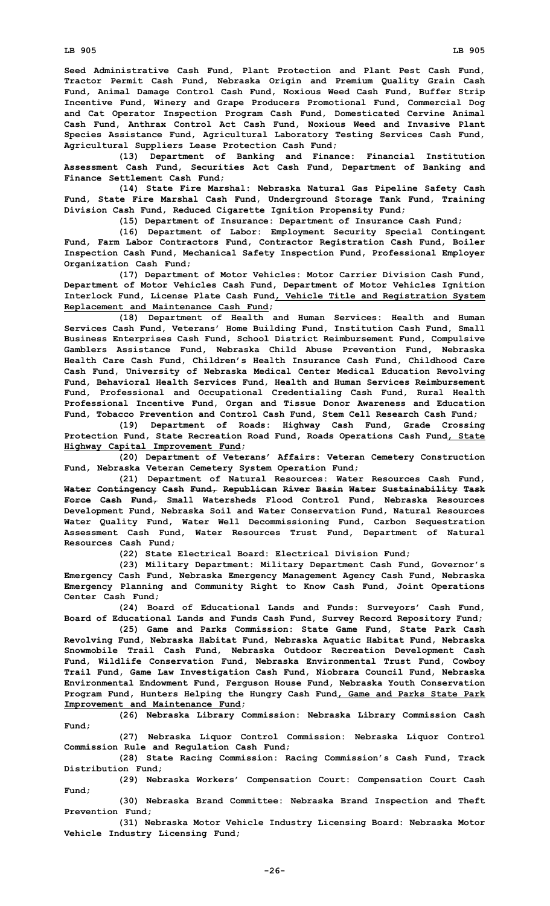**Seed Administrative Cash Fund, Plant Protection and Plant Pest Cash Fund, Tractor Permit Cash Fund, Nebraska Origin and Premium Quality Grain Cash Fund, Animal Damage Control Cash Fund, Noxious Weed Cash Fund, Buffer Strip Incentive Fund, Winery and Grape Producers Promotional Fund, Commercial Dog and Cat Operator Inspection Program Cash Fund, Domesticated Cervine Animal Cash Fund, Anthrax Control Act Cash Fund, Noxious Weed and Invasive Plant Species Assistance Fund, Agricultural Laboratory Testing Services Cash Fund, Agricultural Suppliers Lease Protection Cash Fund;**

**(13) Department of Banking and Finance: Financial Institution Assessment Cash Fund, Securities Act Cash Fund, Department of Banking and Finance Settlement Cash Fund;**

**(14) State Fire Marshal: Nebraska Natural Gas Pipeline Safety Cash Fund, State Fire Marshal Cash Fund, Underground Storage Tank Fund, Training Division Cash Fund, Reduced Cigarette Ignition Propensity Fund;**

**(15) Department of Insurance: Department of Insurance Cash Fund;**

**(16) Department of Labor: Employment Security Special Contingent Fund, Farm Labor Contractors Fund, Contractor Registration Cash Fund, Boiler Inspection Cash Fund, Mechanical Safety Inspection Fund, Professional Employer Organization Cash Fund;**

**(17) Department of Motor Vehicles: Motor Carrier Division Cash Fund, Department of Motor Vehicles Cash Fund, Department of Motor Vehicles Ignition Interlock Fund, License Plate Cash Fund<u>, Vehicle Title and Registration System Replacement and Maintenance Cash Fund</u>;**

**(18) Department of Health and Human Services: Health and Human Services Cash Fund, Veterans' Home Building Fund, Institution Cash Fund, Small Business Enterprises Cash Fund, School District Reimbursement Fund, Compulsive Gamblers Assistance Fund, Nebraska Child Abuse Prevention Fund, Nebraska Health Care Cash Fund, Children's Health Insurance Cash Fund, Childhood Care Cash Fund, University of Nebraska Medical Center Medical Education Revolving Fund, Behavioral Health Services Fund, Health and Human Services Reimbursement Fund, Professional and Occupational Credentialing Cash Fund, Rural Health Professional Incentive Fund, Organ and Tissue Donor Awareness and Education Fund, Tobacco Prevention and Control Cash Fund, Stem Cell Research Cash Fund;**

**(19) Department of Roads: Highway Cash Fund, Grade Crossing Protection Fund, State Recreation Road Fund, Roads Operations Cash Fund<u>, State Highway Capital Improvement Fund</u>;**

**(20) Department of Veterans' Affairs: Veteran Cemetery Construction Fund, Nebraska Veteran Cemetery System Operation Fund;**

**(21) Department of Natural Resources: Water Resources Cash Fund, ~~Water Contingency Cash Fund, Republican River Basin Water Sustainability Task Force Cash Fund,~~ Small Watersheds Flood Control Fund, Nebraska Resources Development Fund, Nebraska Soil and Water Conservation Fund, Natural Resources Water Quality Fund, Water Well Decommissioning Fund, Carbon Sequestration Assessment Cash Fund, Water Resources Trust Fund, Department of Natural Resources Cash Fund;**

**(22) State Electrical Board: Electrical Division Fund;**

**(23) Military Department: Military Department Cash Fund, Governor's Emergency Cash Fund, Nebraska Emergency Management Agency Cash Fund, Nebraska Emergency Planning and Community Right to Know Cash Fund, Joint Operations Center Cash Fund;**

**(24) Board of Educational Lands and Funds: Surveyors' Cash Fund, Board of Educational Lands and Funds Cash Fund, Survey Record Repository Fund;**

**(25) Game and Parks Commission: State Game Fund, State Park Cash Revolving Fund, Nebraska Habitat Fund, Nebraska Aquatic Habitat Fund, Nebraska Snowmobile Trail Cash Fund, Nebraska Outdoor Recreation Development Cash Fund, Wildlife Conservation Fund, Nebraska Environmental Trust Fund, Cowboy Trail Fund, Game Law Investigation Cash Fund, Niobrara Council Fund, Nebraska Environmental Endowment Fund, Ferguson House Fund, Nebraska Youth Conservation Program Fund, Hunters Helping the Hungry Cash Fund<u>, Game and Parks State Park Improvement and Maintenance Fund</u>;**

**(26) Nebraska Library Commission: Nebraska Library Commission Cash Fund;**

**(27) Nebraska Liquor Control Commission: Nebraska Liquor Control Commission Rule and Regulation Cash Fund;**

**(28) State Racing Commission: Racing Commission's Cash Fund, Track Distribution Fund;**

**(29) Nebraska Workers' Compensation Court: Compensation Court Cash Fund;**

**(30) Nebraska Brand Committee: Nebraska Brand Inspection and Theft Prevention Fund;**

**(31) Nebraska Motor Vehicle Industry Licensing Board: Nebraska Motor Vehicle Industry Licensing Fund;**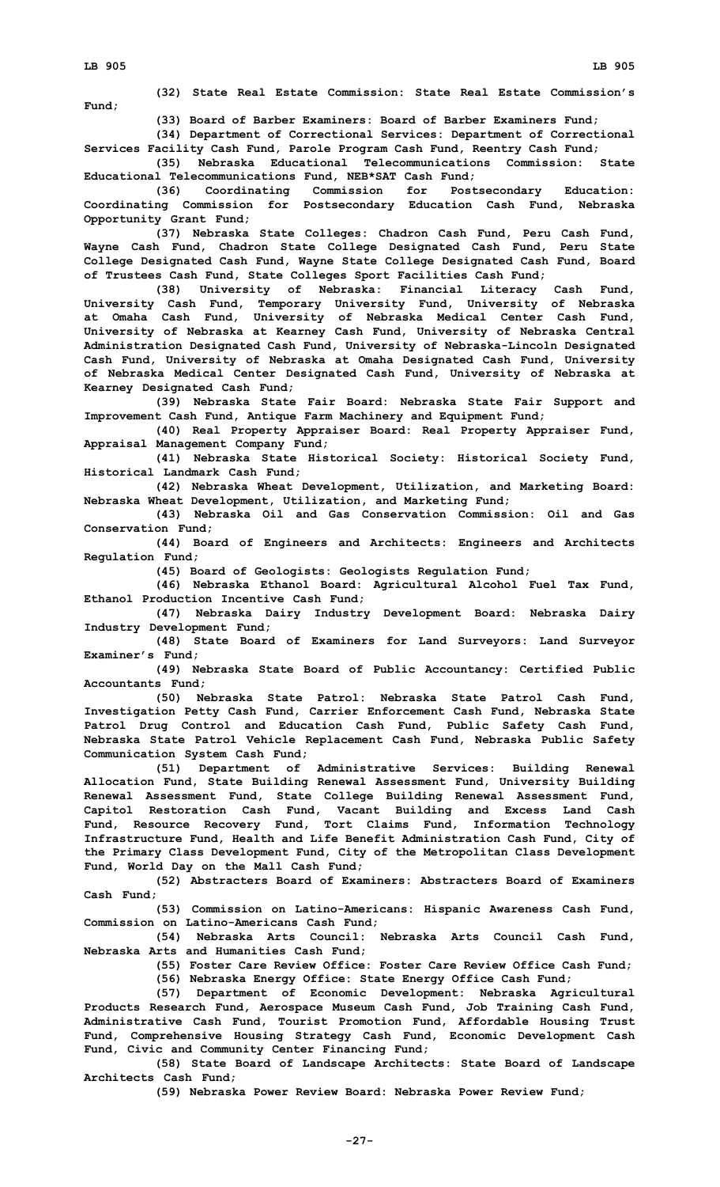(32) State Real Estate Commission: State Real Estate Commission's Fund;

(33) Board of Barber Examiners: Board of Barber Examiners Fund;

(34) Department of Correctional Services: Department of Correctional Services Facility Cash Fund, Parole Program Cash Fund, Reentry Cash Fund;

(35) Nebraska Educational Telecommunications Commission: State Educational Telecommunications Fund, NEB*SAT Cash Fund;

(36) Coordinating Commission for Postsecondary Education: Coordinating Commission for Postsecondary Education Cash Fund, Nebraska Opportunity Grant Fund;

(37) Nebraska State Colleges: Chadron Cash Fund, Peru Cash Fund, Wayne Cash Fund, Chadron State College Designated Cash Fund, Peru State College Designated Cash Fund, Wayne State College Designated Cash Fund, Board of Trustees Cash Fund, State Colleges Sport Facilities Cash Fund;

(38) University of Nebraska: Financial Literacy Cash Fund, University Cash Fund, Temporary University Fund, University of Nebraska at Omaha Cash Fund, University of Nebraska Medical Center Cash Fund, University of Nebraska at Kearney Cash Fund, University of Nebraska Central Administration Designated Cash Fund, University of Nebraska-Lincoln Designated Cash Fund, University of Nebraska at Omaha Designated Cash Fund, University of Nebraska Medical Center Designated Cash Fund, University of Nebraska at Kearney Designated Cash Fund;

(39) Nebraska State Fair Board: Nebraska State Fair Support and Improvement Cash Fund, Antique Farm Machinery and Equipment Fund;

(40) Real Property Appraiser Board: Real Property Appraiser Fund, Appraisal Management Company Fund;

(41) Nebraska State Historical Society: Historical Society Fund, Historical Landmark Cash Fund;

(42) Nebraska Wheat Development, Utilization, and Marketing Board: Nebraska Wheat Development, Utilization, and Marketing Fund;

(43) Nebraska Oil and Gas Conservation Commission: Oil and Gas Conservation Fund;

(44) Board of Engineers and Architects: Engineers and Architects Regulation Fund;

(45) Board of Geologists: Geologists Regulation Fund;

(46) Nebraska Ethanol Board: Agricultural Alcohol Fuel Tax Fund, Ethanol Production Incentive Cash Fund;

(47) Nebraska Dairy Industry Development Board: Nebraska Dairy Industry Development Fund;

(48) State Board of Examiners for Land Surveyors: Land Surveyor Examiner's Fund;

(49) Nebraska State Board of Public Accountancy: Certified Public Accountants Fund;

(50) Nebraska State Patrol: Nebraska State Patrol Cash Fund, Investigation Petty Cash Fund, Carrier Enforcement Cash Fund, Nebraska State Patrol Drug Control and Education Cash Fund, Public Safety Cash Fund, Nebraska State Patrol Vehicle Replacement Cash Fund, Nebraska Public Safety Communication System Cash Fund;

(51) Department of Administrative Services: Building Renewal Allocation Fund, State Building Renewal Assessment Fund, University Building Renewal Assessment Fund, State College Building Renewal Assessment Fund, Capitol Restoration Cash Fund, Vacant Building and Excess Land Cash Fund, Resource Recovery Fund, Tort Claims Fund, Information Technology Infrastructure Fund, Health and Life Benefit Administration Cash Fund, City of the Primary Class Development Fund, City of the Metropolitan Class Development Fund, World Day on the Mall Cash Fund;

(52) Abstracters Board of Examiners: Abstracters Board of Examiners Cash Fund;

(53) Commission on Latino-Americans: Hispanic Awareness Cash Fund, Commission on Latino-Americans Cash Fund;

(54) Nebraska Arts Council: Nebraska Arts Council Cash Fund, Nebraska Arts and Humanities Cash Fund;

(55) Foster Care Review Office: Foster Care Review Office Cash Fund;

(56) Nebraska Energy Office: State Energy Office Cash Fund;

(57) Department of Economic Development: Nebraska Agricultural Products Research Fund, Aerospace Museum Cash Fund, Job Training Cash Fund, Administrative Cash Fund, Tourist Promotion Fund, Affordable Housing Trust Fund, Comprehensive Housing Strategy Cash Fund, Economic Development Cash Fund, Civic and Community Center Financing Fund;

(58) State Board of Landscape Architects: State Board of Landscape Architects Cash Fund;

(59) Nebraska Power Review Board: Nebraska Power Review Fund;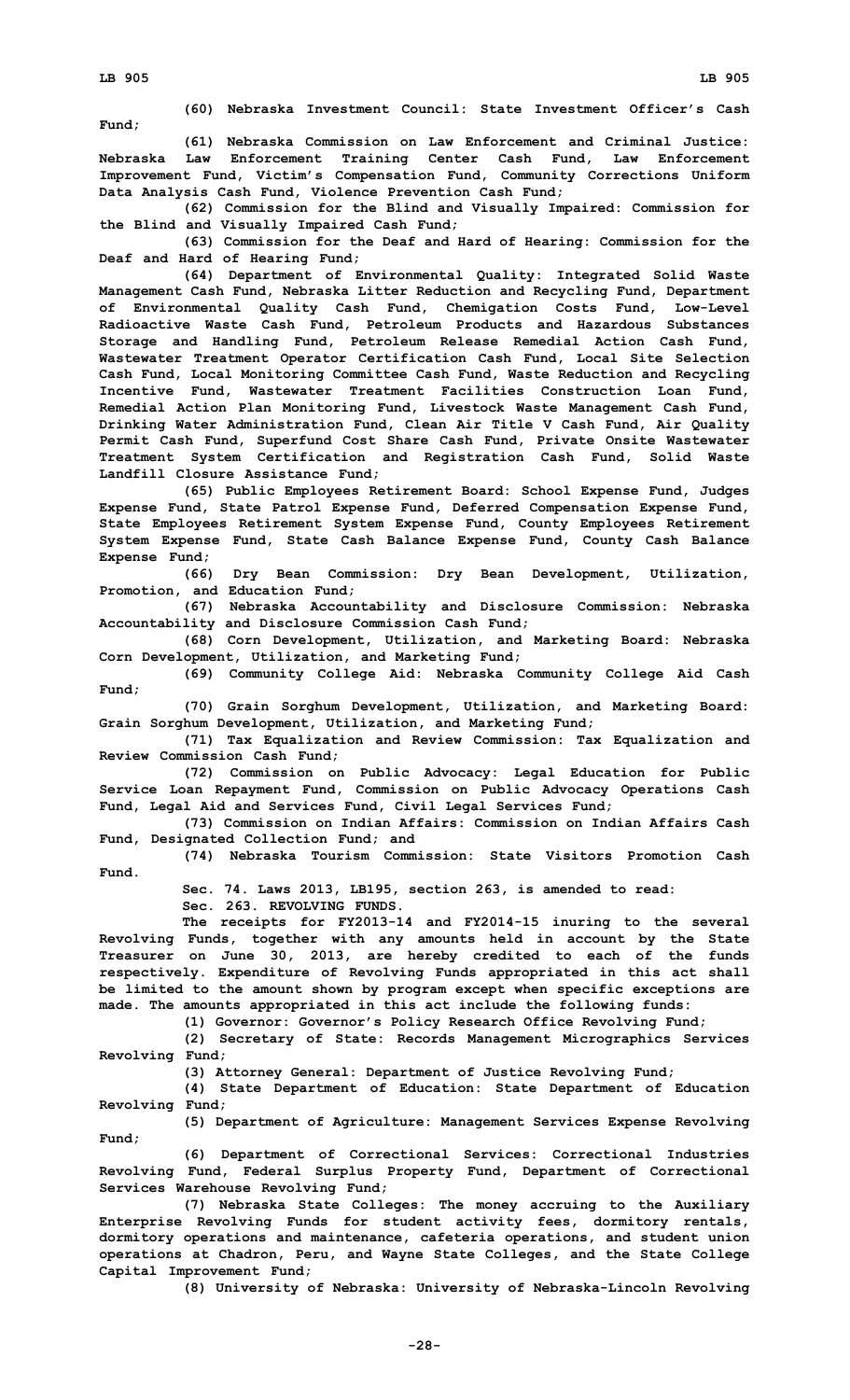(60) Nebraska Investment Council: State Investment Officer's Cash Fund;

(61) Nebraska Commission on Law Enforcement and Criminal Justice: Nebraska Law Enforcement Training Center Cash Fund, Law Enforcement Improvement Fund, Victim's Compensation Fund, Community Corrections Uniform Data Analysis Cash Fund, Violence Prevention Cash Fund;

(62) Commission for the Blind and Visually Impaired: Commission for the Blind and Visually Impaired Cash Fund;

(63) Commission for the Deaf and Hard of Hearing: Commission for the Deaf and Hard of Hearing Fund;

(64) Department of Environmental Quality: Integrated Solid Waste Management Cash Fund, Nebraska Litter Reduction and Recycling Fund, Department of Environmental Quality Cash Fund, Chemigation Costs Fund, Low-Level Radioactive Waste Cash Fund, Petroleum Products and Hazardous Substances Storage and Handling Fund, Petroleum Release Remedial Action Cash Fund, Wastewater Treatment Operator Certification Cash Fund, Local Site Selection Cash Fund, Local Monitoring Committee Cash Fund, Waste Reduction and Recycling Incentive Fund, Wastewater Treatment Facilities Construction Loan Fund, Remedial Action Plan Monitoring Fund, Livestock Waste Management Cash Fund, Drinking Water Administration Fund, Clean Air Title V Cash Fund, Air Quality Permit Cash Fund, Superfund Cost Share Cash Fund, Private Onsite Wastewater Treatment System Certification and Registration Cash Fund, Solid Waste Landfill Closure Assistance Fund;

(65) Public Employees Retirement Board: School Expense Fund, Judges Expense Fund, State Patrol Expense Fund, Deferred Compensation Expense Fund, State Employees Retirement System Expense Fund, County Employees Retirement System Expense Fund, State Cash Balance Expense Fund, County Cash Balance Expense Fund;

(66) Dry Bean Commission: Dry Bean Development, Utilization, Promotion, and Education Fund;

(67) Nebraska Accountability and Disclosure Commission: Nebraska Accountability and Disclosure Commission Cash Fund;

(68) Corn Development, Utilization, and Marketing Board: Nebraska Corn Development, Utilization, and Marketing Fund;

(69) Community College Aid: Nebraska Community College Aid Cash Fund;

(70) Grain Sorghum Development, Utilization, and Marketing Board: Grain Sorghum Development, Utilization, and Marketing Fund;

(71) Tax Equalization and Review Commission: Tax Equalization and Review Commission Cash Fund;

(72) Commission on Public Advocacy: Legal Education for Public Service Loan Repayment Fund, Commission on Public Advocacy Operations Cash Fund, Legal Aid and Services Fund, Civil Legal Services Fund;

(73) Commission on Indian Affairs: Commission on Indian Affairs Cash Fund, Designated Collection Fund; and

(74) Nebraska Tourism Commission: State Visitors Promotion Cash Fund.

Sec. 74. Laws 2013, LB195, section 263, is amended to read:

Sec. 263. REVOLVING FUNDS.

The receipts for FY2013-14 and FY2014-15 inuring to the several Revolving Funds, together with any amounts held in account by the State Treasurer on June 30, 2013, are hereby credited to each of the funds respectively. Expenditure of Revolving Funds appropriated in this act shall be limited to the amount shown by program except when specific exceptions are made. The amounts appropriated in this act include the following funds:

(1) Governor: Governor's Policy Research Office Revolving Fund;

(2) Secretary of State: Records Management Micrographics Services Revolving Fund;

(3) Attorney General: Department of Justice Revolving Fund;

(4) State Department of Education: State Department of Education Revolving Fund;

(5) Department of Agriculture: Management Services Expense Revolving Fund;

(6) Department of Correctional Services: Correctional Industries Revolving Fund, Federal Surplus Property Fund, Department of Correctional Services Warehouse Revolving Fund;

(7) Nebraska State Colleges: The money accruing to the Auxiliary Enterprise Revolving Funds for student activity fees, dormitory rentals, dormitory operations and maintenance, cafeteria operations, and student union operations at Chadron, Peru, and Wayne State Colleges, and the State College Capital Improvement Fund;

(8) University of Nebraska: University of Nebraska-Lincoln Revolving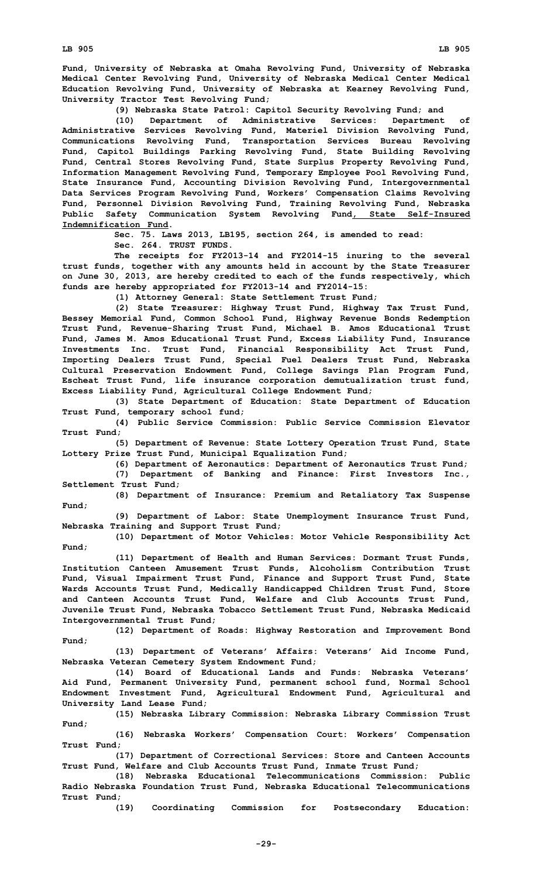**Fund, University of Nebraska at Omaha Revolving Fund, University of Nebraska Medical Center Revolving Fund, University of Nebraska Medical Center Medical Education Revolving Fund, University of Nebraska at Kearney Revolving Fund, University Tractor Test Revolving Fund;**

**(9) Nebraska State Patrol: Capitol Security Revolving Fund; and**

**(10) Department of Administrative Services: Department of Administrative Services Revolving Fund, Materiel Division Revolving Fund, Communications Revolving Fund, Transportation Services Bureau Revolving Fund, Capitol Buildings Parking Revolving Fund, State Building Revolving Fund, Central Stores Revolving Fund, State Surplus Property Revolving Fund, Information Management Revolving Fund, Temporary Employee Pool Revolving Fund, State Insurance Fund, Accounting Division Revolving Fund, Intergovernmental Data Services Program Revolving Fund, Workers' Compensation Claims Revolving Fund, Personnel Division Revolving Fund, Training Revolving Fund, Nebraska Public Safety Communication System Revolving Fund<u>, State Self-Insured Indemnification Fund</u>.**

**Sec. 75. Laws 2013, LB195, section 264, is amended to read:**

**Sec. 264. TRUST FUNDS.**

**The receipts for FY2013-14 and FY2014-15 inuring to the several trust funds, together with any amounts held in account by the State Treasurer on June 30, 2013, are hereby credited to each of the funds respectively, which funds are hereby appropriated for FY2013-14 and FY2014-15:**

**(1) Attorney General: State Settlement Trust Fund;**

**(2) State Treasurer: Highway Trust Fund, Highway Tax Trust Fund, Bessey Memorial Fund, Common School Fund, Highway Revenue Bonds Redemption Trust Fund, Revenue-Sharing Trust Fund, Michael B. Amos Educational Trust Fund, James M. Amos Educational Trust Fund, Excess Liability Fund, Insurance Investments Inc. Trust Fund, Financial Responsibility Act Trust Fund, Importing Dealers Trust Fund, Special Fuel Dealers Trust Fund, Nebraska Cultural Preservation Endowment Fund, College Savings Plan Program Fund, Escheat Trust Fund, life insurance corporation demutualization trust fund, Excess Liability Fund, Agricultural College Endowment Fund;**

**(3) State Department of Education: State Department of Education Trust Fund, temporary school fund;**

**(4) Public Service Commission: Public Service Commission Elevator Trust Fund;**

**(5) Department of Revenue: State Lottery Operation Trust Fund, State Lottery Prize Trust Fund, Municipal Equalization Fund;**

**(6) Department of Aeronautics: Department of Aeronautics Trust Fund;**

**(7) Department of Banking and Finance: First Investors Inc., Settlement Trust Fund;**

**(8) Department of Insurance: Premium and Retaliatory Tax Suspense Fund;**

**(9) Department of Labor: State Unemployment Insurance Trust Fund, Nebraska Training and Support Trust Fund;**

**(10) Department of Motor Vehicles: Motor Vehicle Responsibility Act Fund;**

**(11) Department of Health and Human Services: Dormant Trust Funds, Institution Canteen Amusement Trust Funds, Alcoholism Contribution Trust Fund, Visual Impairment Trust Fund, Finance and Support Trust Fund, State Wards Accounts Trust Fund, Medically Handicapped Children Trust Fund, Store and Canteen Accounts Trust Fund, Welfare and Club Accounts Trust Fund, Juvenile Trust Fund, Nebraska Tobacco Settlement Trust Fund, Nebraska Medicaid Intergovernmental Trust Fund;**

**(12) Department of Roads: Highway Restoration and Improvement Bond Fund;**

**(13) Department of Veterans' Affairs: Veterans' Aid Income Fund, Nebraska Veteran Cemetery System Endowment Fund;**

**(14) Board of Educational Lands and Funds: Nebraska Veterans' Aid Fund, Permanent University Fund, permanent school fund, Normal School Endowment Investment Fund, Agricultural Endowment Fund, Agricultural and University Land Lease Fund;**

**(15) Nebraska Library Commission: Nebraska Library Commission Trust Fund;**

**(16) Nebraska Workers' Compensation Court: Workers' Compensation Trust Fund;**

**(17) Department of Correctional Services: Store and Canteen Accounts Trust Fund, Welfare and Club Accounts Trust Fund, Inmate Trust Fund;**

**(18) Nebraska Educational Telecommunications Commission: Public Radio Nebraska Foundation Trust Fund, Nebraska Educational Telecommunications Trust Fund;**

**(19) Coordinating Commission for Postsecondary Education:**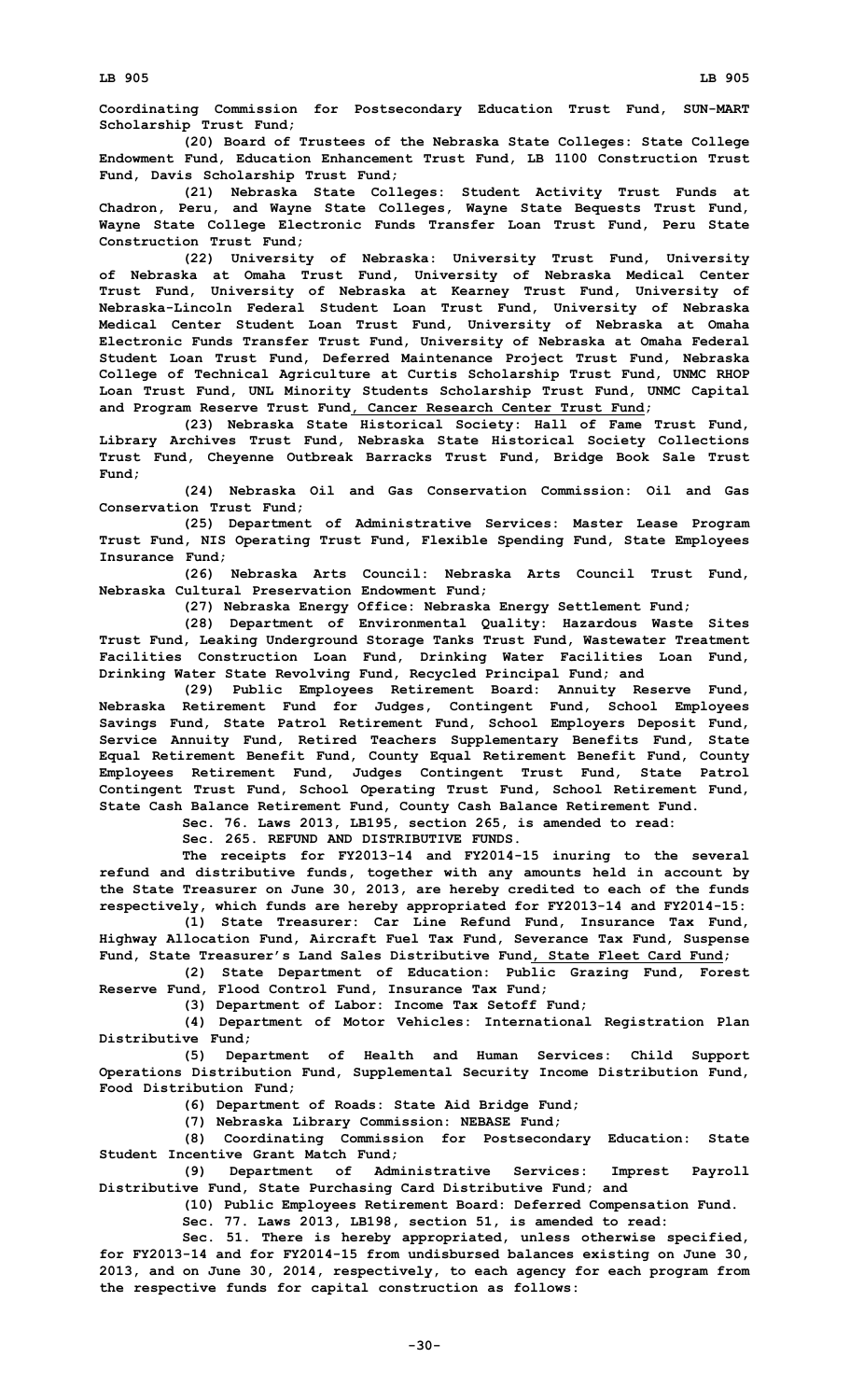**Coordinating Commission for Postsecondary Education Trust Fund, SUN-MART Scholarship Trust Fund;**

**(20) Board of Trustees of the Nebraska State Colleges: State College Endowment Fund, Education Enhancement Trust Fund, LB 1100 Construction Trust Fund, Davis Scholarship Trust Fund;**

**(21) Nebraska State Colleges: Student Activity Trust Funds at Chadron, Peru, and Wayne State Colleges, Wayne State Bequests Trust Fund, Wayne State College Electronic Funds Transfer Loan Trust Fund, Peru State Construction Trust Fund;**

**(22) University of Nebraska: University Trust Fund, University of Nebraska at Omaha Trust Fund, University of Nebraska Medical Center Trust Fund, University of Nebraska at Kearney Trust Fund, University of Nebraska-Lincoln Federal Student Loan Trust Fund, University of Nebraska Medical Center Student Loan Trust Fund, University of Nebraska at Omaha Electronic Funds Transfer Trust Fund, University of Nebraska at Omaha Federal Student Loan Trust Fund, Deferred Maintenance Project Trust Fund, Nebraska College of Technical Agriculture at Curtis Scholarship Trust Fund, UNMC RHOP Loan Trust Fund, UNL Minority Students Scholarship Trust Fund, UNMC Capital and Program Reserve Trust Fund, Cancer Research Center Trust Fund;**

**(23) Nebraska State Historical Society: Hall of Fame Trust Fund, Library Archives Trust Fund, Nebraska State Historical Society Collections Trust Fund, Cheyenne Outbreak Barracks Trust Fund, Bridge Book Sale Trust Fund;**

**(24) Nebraska Oil and Gas Conservation Commission: Oil and Gas Conservation Trust Fund;**

**(25) Department of Administrative Services: Master Lease Program Trust Fund, NIS Operating Trust Fund, Flexible Spending Fund, State Employees Insurance Fund;**

**(26) Nebraska Arts Council: Nebraska Arts Council Trust Fund, Nebraska Cultural Preservation Endowment Fund;**

**(27) Nebraska Energy Office: Nebraska Energy Settlement Fund;**

**(28) Department of Environmental Quality: Hazardous Waste Sites Trust Fund, Leaking Underground Storage Tanks Trust Fund, Wastewater Treatment Facilities Construction Loan Fund, Drinking Water Facilities Loan Fund, Drinking Water State Revolving Fund, Recycled Principal Fund; and**

**(29) Public Employees Retirement Board: Annuity Reserve Fund, Nebraska Retirement Fund for Judges, Contingent Fund, School Employees Savings Fund, State Patrol Retirement Fund, School Employers Deposit Fund, Service Annuity Fund, Retired Teachers Supplementary Benefits Fund, State Equal Retirement Benefit Fund, County Equal Retirement Benefit Fund, County Employees Retirement Fund, Judges Contingent Trust Fund, State Patrol Contingent Trust Fund, School Operating Trust Fund, School Retirement Fund, State Cash Balance Retirement Fund, County Cash Balance Retirement Fund.**

**Sec. 76. Laws 2013, LB195, section 265, is amended to read:**

**Sec. 265. REFUND AND DISTRIBUTIVE FUNDS.**

**The receipts for FY2013-14 and FY2014-15 inuring to the several refund and distributive funds, together with any amounts held in account by the State Treasurer on June 30, 2013, are hereby credited to each of the funds respectively, which funds are hereby appropriated for FY2013-14 and FY2014-15:**

**(1) State Treasurer: Car Line Refund Fund, Insurance Tax Fund, Highway Allocation Fund, Aircraft Fuel Tax Fund, Severance Tax Fund, Suspense Fund, State Treasurer's Land Sales Distributive Fund, State Fleet Card Fund;**

**(2) State Department of Education: Public Grazing Fund, Forest Reserve Fund, Flood Control Fund, Insurance Tax Fund;**

**(3) Department of Labor: Income Tax Setoff Fund;**

**(4) Department of Motor Vehicles: International Registration Plan Distributive Fund;**

**(5) Department of Health and Human Services: Child Support Operations Distribution Fund, Supplemental Security Income Distribution Fund, Food Distribution Fund;**

**(6) Department of Roads: State Aid Bridge Fund;**

**(7) Nebraska Library Commission: NEBASE Fund;**

**(8) Coordinating Commission for Postsecondary Education: State Student Incentive Grant Match Fund;**

**(9) Department of Administrative Services: Imprest Payroll Distributive Fund, State Purchasing Card Distributive Fund; and**

**(10) Public Employees Retirement Board: Deferred Compensation Fund.**

**Sec. 77. Laws 2013, LB198, section 51, is amended to read:**

**Sec. 51. There is hereby appropriated, unless otherwise specified, for FY2013-14 and for FY2014-15 from undisbursed balances existing on June 30, 2013, and on June 30, 2014, respectively, to each agency for each program from the respective funds for capital construction as follows:**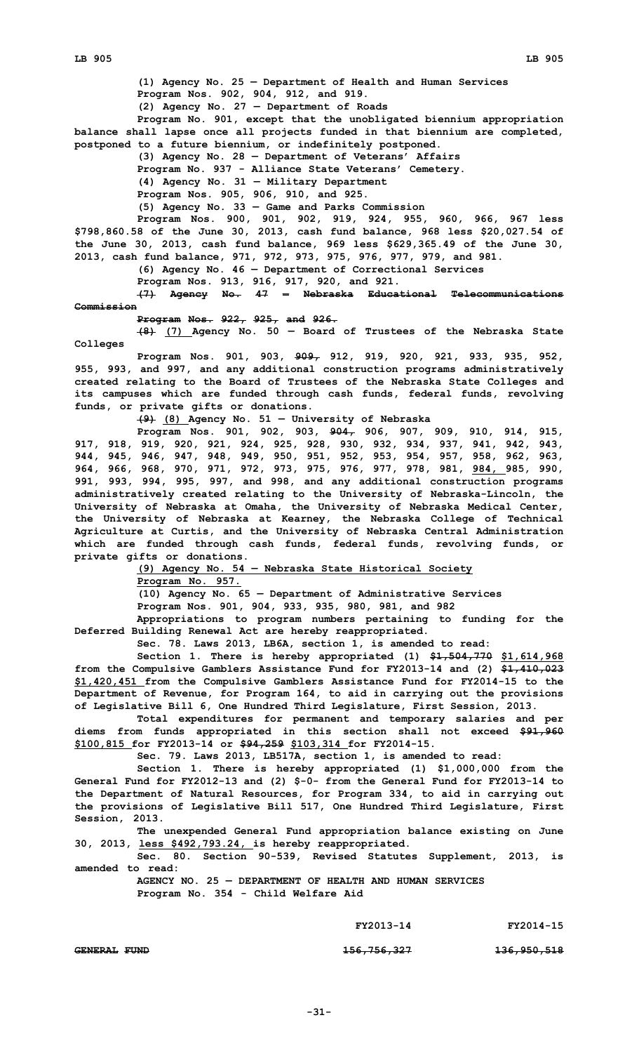(1) Agency No. 25 — Department of Health and Human Services

Program Nos. 902, 904, 912, and 919.

(2) Agency No. 27 — Department of Roads

Program No. 901, except that the unobligated biennium appropriation balance shall lapse once all projects funded in that biennium are completed, postponed to a future biennium, or indefinitely postponed.

(3) Agency No. 28 — Department of Veterans' Affairs

Program No. 937 - Alliance State Veterans' Cemetery.

(4) Agency No. 31 — Military Department

Program Nos. 905, 906, 910, and 925.

(5) Agency No. 33 — Game and Parks Commission

Program Nos. 900, 901, 902, 919, 924, 955, 960, 966, 967 less \$798,860.58 of the June 30, 2013, cash fund balance, 968 less \$20,027.54 of the June 30, 2013, cash fund balance, 969 less \$629,365.49 of the June 30, 2013, cash fund balance, 971, 972, 973, 975, 976, 977, 979, and 981.

(6) Agency No. 46 — Department of Correctional Services

Program Nos. 913, 916, 917, 920, and 921.

~~(7) Agency No. 47 — Nebraska Educational Telecommunications Commission~~

~~Program Nos. 922, 925, and 926.~~

~~(8)~~ (7) Agency No. 50 — Board of Trustees of the Nebraska State Colleges

Program Nos. 901, 903, ~~909,~~ 912, 919, 920, 921, 933, 935, 952, 955, 993, and 997, and any additional construction programs administratively created relating to the Board of Trustees of the Nebraska State Colleges and its campuses which are funded through cash funds, federal funds, revolving funds, or private gifts or donations.

~~(9)~~ (8) Agency No. 51 — University of Nebraska

Program Nos. 901, 902, 903, ~~904,~~ 906, 907, 909, 910, 914, 915, 917, 918, 919, 920, 921, 924, 925, 928, 930, 932, 934, 937, 941, 942, 943, 944, 945, 946, 947, 948, 949, 950, 951, 952, 953, 954, 957, 958, 962, 963, 964, 966, 968, 970, 971, 972, 973, 975, 976, 977, 978, 981, 984, 985, 990, 991, 993, 994, 995, 997, and 998, and any additional construction programs administratively created relating to the University of Nebraska-Lincoln, the University of Nebraska at Omaha, the University of Nebraska Medical Center, the University of Nebraska at Kearney, the Nebraska College of Technical Agriculture at Curtis, and the University of Nebraska Central Administration which are funded through cash funds, federal funds, revolving funds, or private gifts or donations.

(9) Agency No. 54 — Nebraska State Historical Society

Program No. 957.

(10) Agency No. 65 — Department of Administrative Services

Program Nos. 901, 904, 933, 935, 980, 981, and 982

Appropriations to program numbers pertaining to funding for the Deferred Building Renewal Act are hereby reappropriated.

Sec. 78. Laws 2013, LB6A, section 1, is amended to read:

Section 1. There is hereby appropriated (1) ~~\$1,504,770~~ \$1,614,968 from the Compulsive Gamblers Assistance Fund for FY2013-14 and (2) ~~\$1,410,023~~ \$1,420,451 from the Compulsive Gamblers Assistance Fund for FY2014-15 to the Department of Revenue, for Program 164, to aid in carrying out the provisions of Legislative Bill 6, One Hundred Third Legislature, First Session, 2013.

Total expenditures for permanent and temporary salaries and per diems from funds appropriated in this section shall not exceed ~~\$91,960~~ \$100,815 for FY2013-14 or ~~\$94,259~~ \$103,314 for FY2014-15.

Sec. 79. Laws 2013, LB517A, section 1, is amended to read:

Section 1. There is hereby appropriated (1) \$1,000,000 from the General Fund for FY2012-13 and (2) \$-0- from the General Fund for FY2013-14 to the Department of Natural Resources, for Program 334, to aid in carrying out the provisions of Legislative Bill 517, One Hundred Third Legislature, First Session, 2013.

The unexpended General Fund appropriation balance existing on June 30, 2013, less \$492,793.24, is hereby reappropriated.

Sec. 80. Section 90-539, Revised Statutes Supplement, 2013, is amended to read:

AGENCY NO. 25 — DEPARTMENT OF HEALTH AND HUMAN SERVICES

Program No. 354 - Child Welfare Aid

| | FY2013-14 | FY2014-15 |
|---|---|---|
| ~~GENERAL FUND~~ | ~~156,756,327~~ | ~~136,950,518~~ |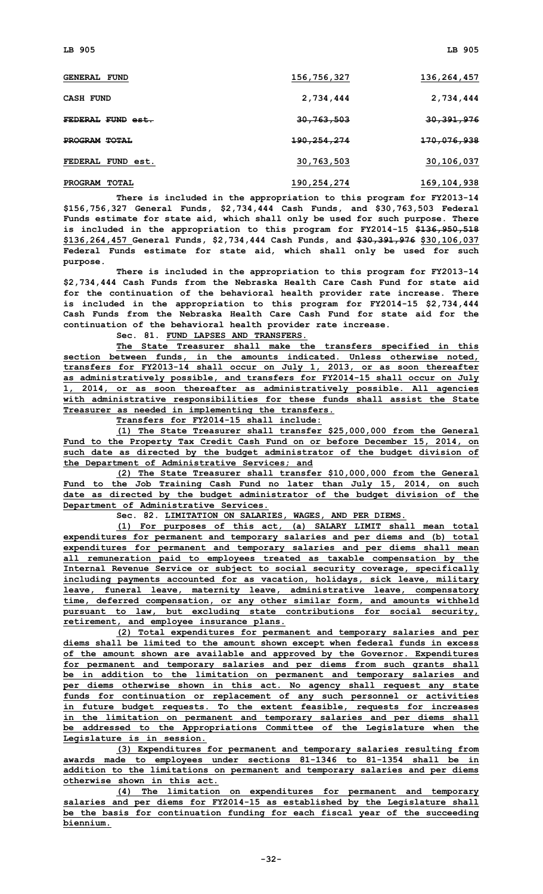| | | |
|---|---|---|
| GENERAL FUND | 156,756,327 | 136,264,457 |
| CASH FUND | 2,734,444 | 2,734,444 |
| ~~FEDERAL FUND est.~~ | ~~30,763,503~~ | ~~30,391,976~~ |
| ~~PROGRAM TOTAL~~ | ~~190,254,274~~ | ~~170,076,938~~ |
| FEDERAL FUND est. | 30,763,503 | 30,106,037 |
| PROGRAM TOTAL | 190,254,274 | 169,104,938 |

There is included in the appropriation to this program for FY2013-14 $156,756,327 General Funds, $2,734,444 Cash Funds, and $30,763,503 Federal Funds estimate for state aid, which shall only be used for such purpose. There is included in the appropriation to this program for FY2014-15 ~~$136,950,518~~ $136,264,457 General Funds, $2,734,444 Cash Funds, and ~~$30,391,976~~ $30,106,037 Federal Funds estimate for state aid, which shall only be used for such purpose.

There is included in the appropriation to this program for FY2013-14 $2,734,444 Cash Funds from the Nebraska Health Care Cash Fund for state aid for the continuation of the behavioral health provider rate increase. There is included in the appropriation to this program for FY2014-15 $2,734,444 Cash Funds from the Nebraska Health Care Cash Fund for state aid for the continuation of the behavioral health provider rate increase.

**Sec. 81. FUND LAPSES AND TRANSFERS.**

The State Treasurer shall make the transfers specified in this section between funds, in the amounts indicated. Unless otherwise noted, transfers for FY2013-14 shall occur on July 1, 2013, or as soon thereafter as administratively possible, and transfers for FY2014-15 shall occur on July 1, 2014, or as soon thereafter as administratively possible. All agencies with administrative responsibilities for these funds shall assist the State Treasurer as needed in implementing the transfers.

Transfers for FY2014-15 shall include:

(1) The State Treasurer shall transfer $25,000,000 from the General Fund to the Property Tax Credit Cash Fund on or before December 15, 2014, on such date as directed by the budget administrator of the budget division of the Department of Administrative Services; and

(2) The State Treasurer shall transfer $10,000,000 from the General Fund to the Job Training Cash Fund no later than July 15, 2014, on such date as directed by the budget administrator of the budget division of the Department of Administrative Services.

**Sec. 82. LIMITATION ON SALARIES, WAGES, AND PER DIEMS.**

(1) For purposes of this act, (a) SALARY LIMIT shall mean total expenditures for permanent and temporary salaries and per diems and (b) total expenditures for permanent and temporary salaries and per diems shall mean all remuneration paid to employees treated as taxable compensation by the Internal Revenue Service or subject to social security coverage, specifically including payments accounted for as vacation, holidays, sick leave, military leave, funeral leave, maternity leave, administrative leave, compensatory time, deferred compensation, or any other similar form, and amounts withheld pursuant to law, but excluding state contributions for social security, retirement, and employee insurance plans.

(2) Total expenditures for permanent and temporary salaries and per diems shall be limited to the amount shown except when federal funds in excess of the amount shown are available and approved by the Governor. Expenditures for permanent and temporary salaries and per diems from such grants shall be in addition to the limitation on permanent and temporary salaries and per diems otherwise shown in this act. No agency shall request any state funds for continuation or replacement of any such personnel or activities in future budget requests. To the extent feasible, requests for increases in the limitation on permanent and temporary salaries and per diems shall be addressed to the Appropriations Committee of the Legislature when the Legislature is in session.

(3) Expenditures for permanent and temporary salaries resulting from awards made to employees under sections 81-1346 to 81-1354 shall be in addition to the limitations on permanent and temporary salaries and per diems otherwise shown in this act.

(4) The limitation on expenditures for permanent and temporary salaries and per diems for FY2014-15 as established by the Legislature shall be the basis for continuation funding for each fiscal year of the succeeding biennium.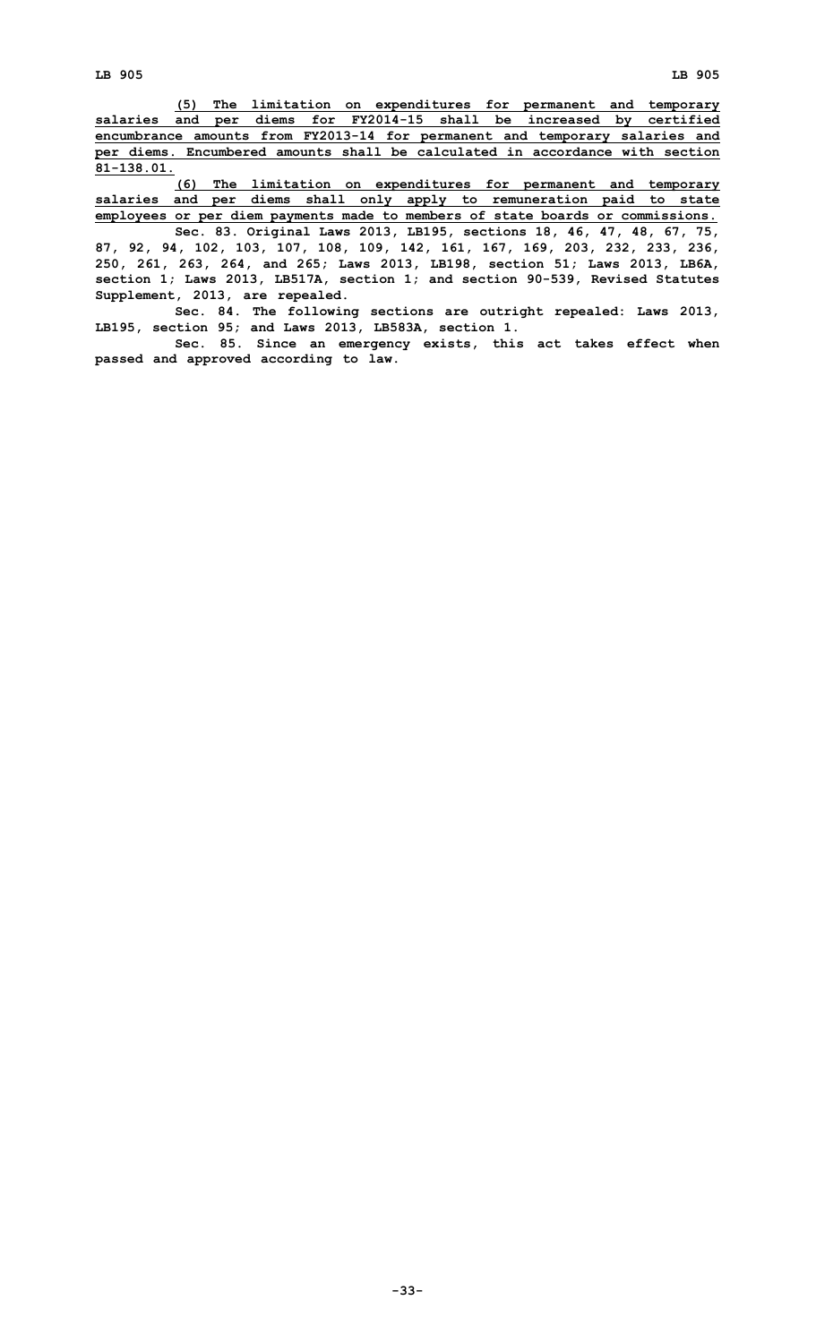(5) The limitation on expenditures for permanent and temporary salaries and per diems for FY2014-15 shall be increased by certified encumbrance amounts from FY2013-14 for permanent and temporary salaries and per diems. Encumbered amounts shall be calculated in accordance with section 81-138.01.

(6) The limitation on expenditures for permanent and temporary salaries and per diems shall only apply to remuneration paid to state employees or per diem payments made to members of state boards or commissions.

**Sec. 83. Original Laws 2013, LB195, sections 18, 46, 47, 48, 67, 75, 87, 92, 94, 102, 103, 107, 108, 109, 142, 161, 167, 169, 203, 232, 233, 236, 250, 261, 263, 264, and 265; Laws 2013, LB198, section 51; Laws 2013, LB6A, section 1; Laws 2013, LB517A, section 1; and section 90-539, Revised Statutes Supplement, 2013, are repealed.**

**Sec. 84. The following sections are outright repealed: Laws 2013, LB195, section 95; and Laws 2013, LB583A, section 1.**

**Sec. 85. Since an emergency exists, this act takes effect when passed and approved according to law.**